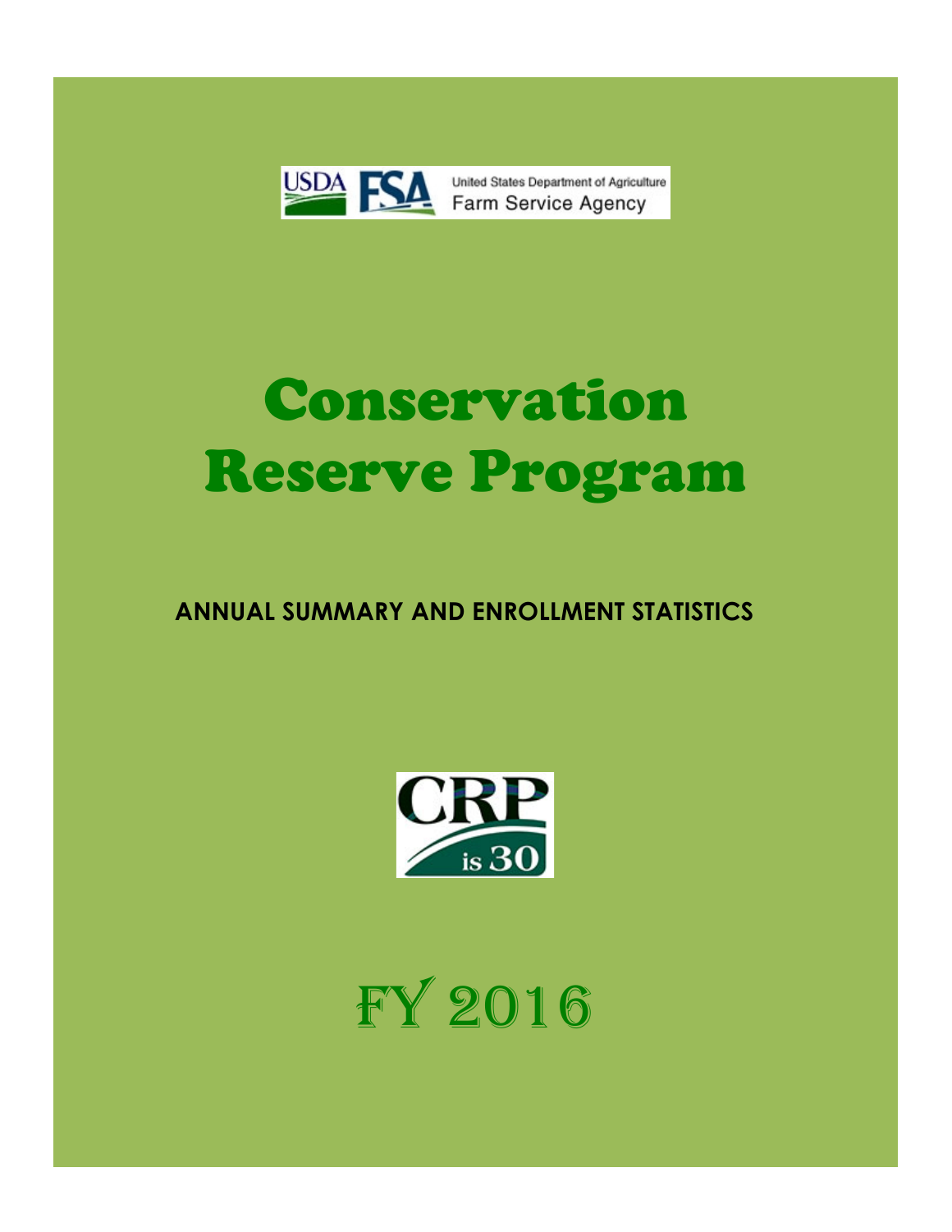United States Department of Agriculture
Farm Service Agency

# Conservation Reserve Program

## ANNUAL SUMMARY AND ENROLLMENT STATISTICS

CRP is 30

# FY 2016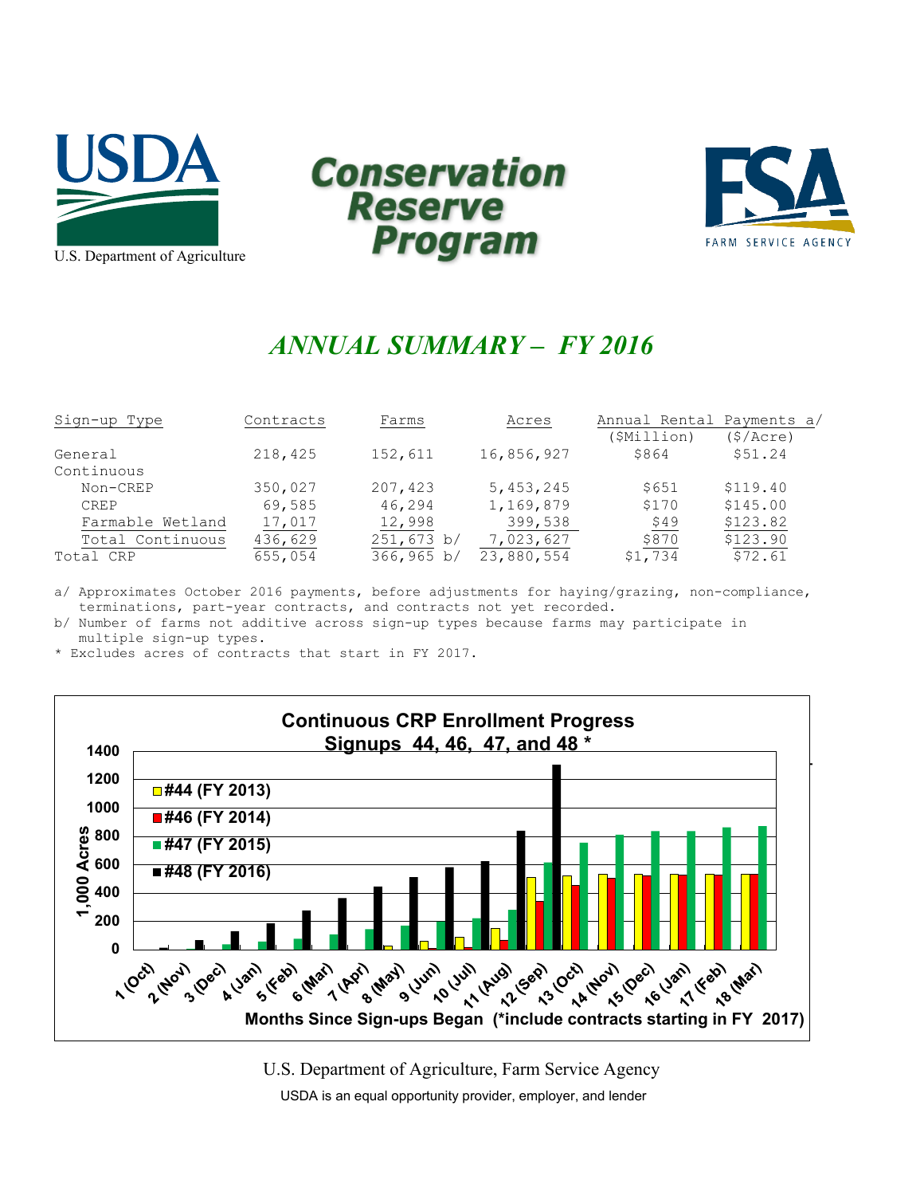U.S. Department of Agriculture

# Conservation Reserve Program

FARM SERVICE AGENCY

## *ANNUAL SUMMARY – FY 2016*

| Sign-up Type | Contracts | Farms | Acres | Annual Rental Payments a/ ($Million) | ($/Acre) |
|---|---|---|---|---|---|
| General | 218,425 | 152,611 | 16,856,927 | $864 | $51.24 |
| Continuous | | | | | |
| Non-CREP | 350,027 | 207,423 | 5,453,245 | $651 | $119.40 |
| CREP | 69,585 | 46,294 | 1,169,879 | $170 | $145.00 |
| Farmable Wetland | 17,017 | 12,998 | 399,538 | $49 | $123.82 |
| Total Continuous | 436,629 | 251,673 b/ | 7,023,627 | $870 | $123.90 |
| Total CRP | 655,054 | 366,965 b/ | 23,880,554 | $1,734 | $72.61 |

a/ Approximates October 2016 payments, before adjustments for haying/grazing, non-compliance, terminations, part-year contracts, and contracts not yet recorded.
b/ Number of farms not additive across sign-up types because farms may participate in multiple sign-up types.
* Excludes acres of contracts that start in FY 2017.

**Continuous CRP Enrollment Progress**
**Signups 44, 46, 47, and 48 ***

Legend: #44 (FY 2013), #46 (FY 2014), #47 (FY 2015), #48 (FY 2016)

Y-axis: 1,000 Acres (0–1400)

X-axis: Months Since Sign-ups Began (*include contracts starting in FY 2017): 1 (Oct), 2 (Nov), 3 (Dec), 4 (Jan), 5 (Feb), 6 (Mar), 7 (Apr), 8 (May), 9 (Jun), 10 (Jul), 11 (Aug), 12 (Sep), 13 (Oct), 14 (Nov), 15 (Dec), 16 (Jan), 17 (Feb), 18 (Mar)

U.S. Department of Agriculture, Farm Service Agency

USDA is an equal opportunity provider, employer, and lender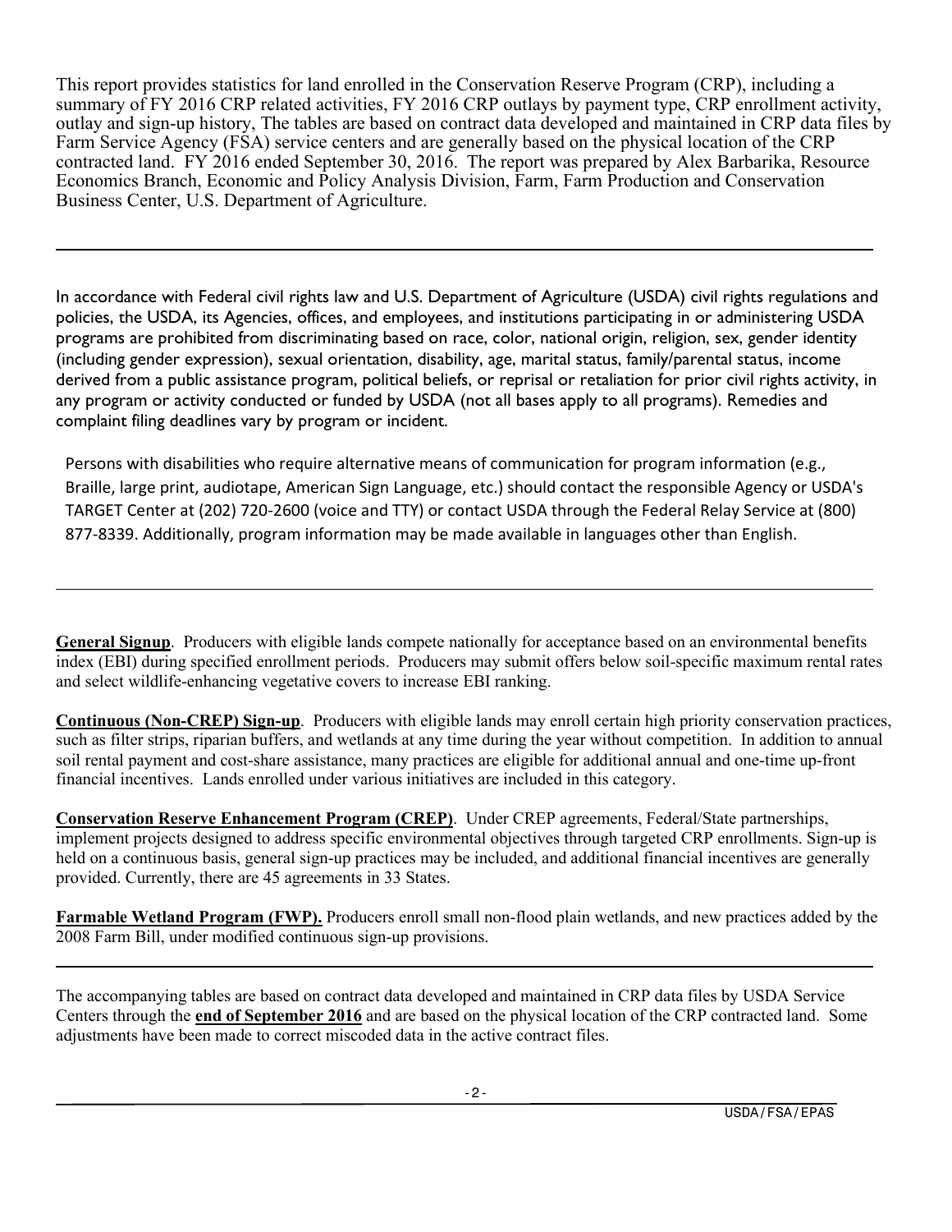This report provides statistics for land enrolled in the Conservation Reserve Program (CRP), including a summary of FY 2016 CRP related activities, FY 2016 CRP outlays by payment type, CRP enrollment activity, outlay and sign-up history, The tables are based on contract data developed and maintained in CRP data files by Farm Service Agency (FSA) service centers and are generally based on the physical location of the CRP contracted land. FY 2016 ended September 30, 2016. The report was prepared by Alex Barbarika, Resource Economics Branch, Economic and Policy Analysis Division, Farm, Farm Production and Conservation Business Center, U.S. Department of Agriculture.

---

In accordance with Federal civil rights law and U.S. Department of Agriculture (USDA) civil rights regulations and policies, the USDA, its Agencies, offices, and employees, and institutions participating in or administering USDA programs are prohibited from discriminating based on race, color, national origin, religion, sex, gender identity (including gender expression), sexual orientation, disability, age, marital status, family/parental status, income derived from a public assistance program, political beliefs, or reprisal or retaliation for prior civil rights activity, in any program or activity conducted or funded by USDA (not all bases apply to all programs). Remedies and complaint filing deadlines vary by program or incident.

Persons with disabilities who require alternative means of communication for program information (e.g., Braille, large print, audiotape, American Sign Language, etc.) should contact the responsible Agency or USDA's TARGET Center at (202) 720-2600 (voice and TTY) or contact USDA through the Federal Relay Service at (800) 877-8339. Additionally, program information may be made available in languages other than English.

---

**General Signup**. Producers with eligible lands compete nationally for acceptance based on an environmental benefits index (EBI) during specified enrollment periods. Producers may submit offers below soil-specific maximum rental rates and select wildlife-enhancing vegetative covers to increase EBI ranking.

**Continuous (Non-CREP) Sign-up**. Producers with eligible lands may enroll certain high priority conservation practices, such as filter strips, riparian buffers, and wetlands at any time during the year without competition. In addition to annual soil rental payment and cost-share assistance, many practices are eligible for additional annual and one-time up-front financial incentives. Lands enrolled under various initiatives are included in this category.

**Conservation Reserve Enhancement Program (CREP)**. Under CREP agreements, Federal/State partnerships, implement projects designed to address specific environmental objectives through targeted CRP enrollments. Sign-up is held on a continuous basis, general sign-up practices may be included, and additional financial incentives are generally provided. Currently, there are 45 agreements in 33 States.

**Farmable Wetland Program (FWP).** Producers enroll small non-flood plain wetlands, and new practices added by the 2008 Farm Bill, under modified continuous sign-up provisions.

---

The accompanying tables are based on contract data developed and maintained in CRP data files by USDA Service Centers through the **end of September 2016** and are based on the physical location of the CRP contracted land. Some adjustments have been made to correct miscoded data in the active contract files.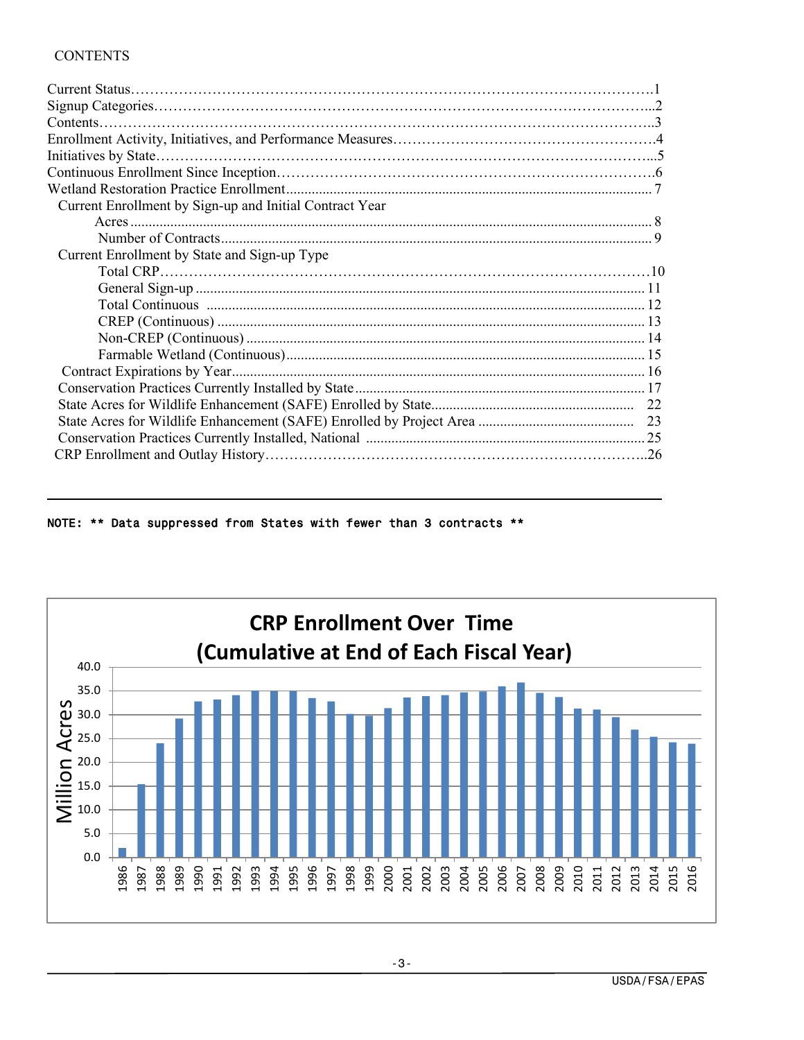CONTENTS

| | |
|---|---|
| Current Status | 1 |
| Signup Categories | 2 |
| Contents | 3 |
| Enrollment Activity, Initiatives, and Performance Measures | 4 |
| Initiatives by State | 5 |
| Continuous Enrollment Since Inception | 6 |
| Wetland Restoration Practice Enrollment | 7 |
| Current Enrollment by Sign-up and Initial Contract Year | |
| Acres | 8 |
| Number of Contracts | 9 |
| Current Enrollment by State and Sign-up Type | |
| Total CRP | 10 |
| General Sign-up | 11 |
| Total Continuous | 12 |
| CREP (Continuous) | 13 |
| Non-CREP (Continuous) | 14 |
| Farmable Wetland (Continuous) | 15 |
| Contract Expirations by Year | 16 |
| Conservation Practices Currently Installed by State | 17 |
| State Acres for Wildlife Enhancement (SAFE) Enrolled by State | 22 |
| State Acres for Wildlife Enhancement (SAFE) Enrolled by Project Area | 23 |
| Conservation Practices Currently Installed, National | 25 |
| CRP Enrollment and Outlay History | 26 |

---

NOTE: ** Data suppressed from States with fewer than 3 contracts **

**CRP Enrollment Over Time (Cumulative at End of Each Fiscal Year)**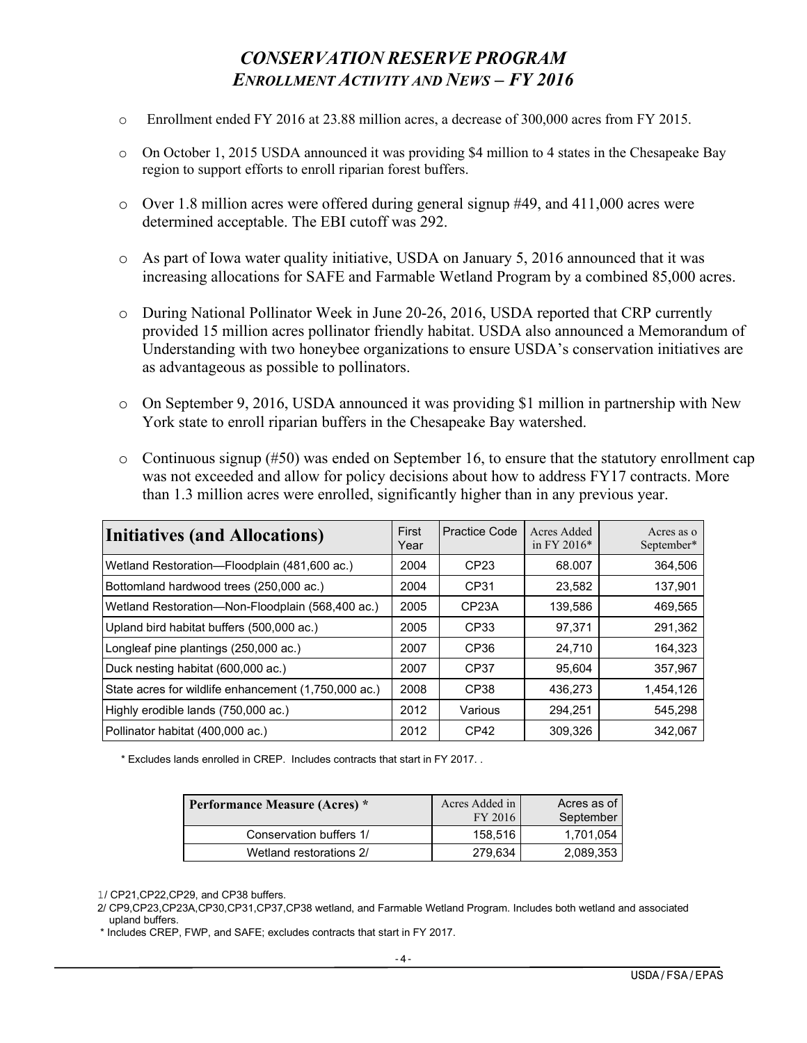# *CONSERVATION RESERVE PROGRAM*
## *ENROLLMENT ACTIVITY AND NEWS – FY 2016*

- Enrollment ended FY 2016 at 23.88 million acres, a decrease of 300,000 acres from FY 2015.
- On October 1, 2015 USDA announced it was providing $4 million to 4 states in the Chesapeake Bay region to support efforts to enroll riparian forest buffers.
- Over 1.8 million acres were offered during general signup #49, and 411,000 acres were determined acceptable. The EBI cutoff was 292.
- As part of Iowa water quality initiative, USDA on January 5, 2016 announced that it was increasing allocations for SAFE and Farmable Wetland Program by a combined 85,000 acres.
- During National Pollinator Week in June 20-26, 2016, USDA reported that CRP currently provided 15 million acres pollinator friendly habitat. USDA also announced a Memorandum of Understanding with two honeybee organizations to ensure USDA's conservation initiatives are as advantageous as possible to pollinators.
- On September 9, 2016, USDA announced it was providing $1 million in partnership with New York state to enroll riparian buffers in the Chesapeake Bay watershed.
- Continuous signup (#50) was ended on September 16, to ensure that the statutory enrollment cap was not exceeded and allow for policy decisions about how to address FY17 contracts. More than 1.3 million acres were enrolled, significantly higher than in any previous year.

| Initiatives (and Allocations) | First Year | Practice Code | Acres Added in FY 2016* | Acres as o September* |
|---|---|---|---|---|
| Wetland Restoration—Floodplain (481,600 ac.) | 2004 | CP23 | 68.007 | 364,506 |
| Bottomland hardwood trees (250,000 ac.) | 2004 | CP31 | 23,582 | 137,901 |
| Wetland Restoration—Non-Floodplain (568,400 ac.) | 2005 | CP23A | 139,586 | 469,565 |
| Upland bird habitat buffers (500,000 ac.) | 2005 | CP33 | 97,371 | 291,362 |
| Longleaf pine plantings (250,000 ac.) | 2007 | CP36 | 24,710 | 164,323 |
| Duck nesting habitat (600,000 ac.) | 2007 | CP37 | 95,604 | 357,967 |
| State acres for wildlife enhancement (1,750,000 ac.) | 2008 | CP38 | 436,273 | 1,454,126 |
| Highly erodible lands (750,000 ac.) | 2012 | Various | 294,251 | 545,298 |
| Pollinator habitat (400,000 ac.) | 2012 | CP42 | 309,326 | 342,067 |

\* Excludes lands enrolled in CREP. Includes contracts that start in FY 2017. .

| Performance Measure (Acres) * | Acres Added in FY 2016 | Acres as of September |
|---|---|---|
| Conservation buffers 1/ | 158,516 | 1,701,054 |
| Wetland restorations 2/ | 279,634 | 2,089,353 |

1/ CP21,CP22,CP29, and CP38 buffers.

2/ CP9,CP23,CP23A,CP30,CP31,CP37,CP38 wetland, and Farmable Wetland Program. Includes both wetland and associated upland buffers.

\* Includes CREP, FWP, and SAFE; excludes contracts that start in FY 2017.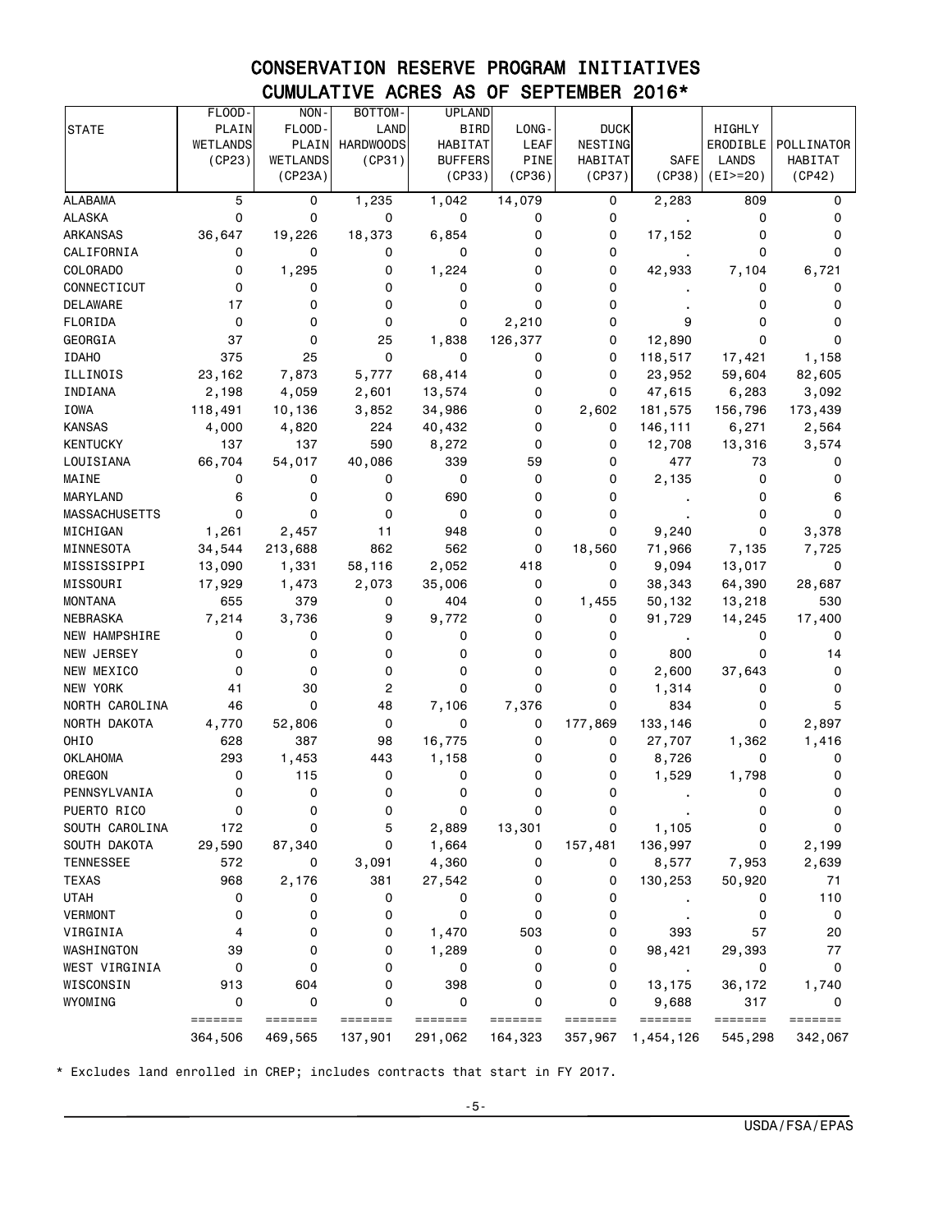# CONSERVATION RESERVE PROGRAM INITIATIVES
## CUMULATIVE ACRES AS OF SEPTEMBER 2016*

| STATE | FLOOD-PLAIN WETLANDS (CP23) | NON-FLOOD-PLAIN WETLANDS (CP23A) | BOTTOM-LAND HARDWOODS (CP31) | UPLAND BIRD HABITAT BUFFERS (CP33) | LONG-LEAF PINE (CP36) | DUCK NESTING HABITAT (CP37) | SAFE (CP38) | HIGHLY ERODIBLE LANDS (EI>=20) | POLLINATOR HABITAT (CP42) |
|---|---|---|---|---|---|---|---|---|---|
| ALABAMA | 5 | 0 | 1,235 | 1,042 | 14,079 | 0 | 2,283 | 809 | 0 |
| ALASKA | 0 | 0 | 0 | 0 | 0 | 0 | . | 0 | 0 |
| ARKANSAS | 36,647 | 19,226 | 18,373 | 6,854 | 0 | 0 | 17,152 | 0 | 0 |
| CALIFORNIA | 0 | 0 | 0 | 0 | 0 | 0 | . | 0 | 0 |
| COLORADO | 0 | 1,295 | 0 | 1,224 | 0 | 0 | 42,933 | 7,104 | 6,721 |
| CONNECTICUT | 0 | 0 | 0 | 0 | 0 | 0 | . | 0 | 0 |
| DELAWARE | 17 | 0 | 0 | 0 | 0 | 0 | . | 0 | 0 |
| FLORIDA | 0 | 0 | 0 | 0 | 2,210 | 0 | 9 | 0 | 0 |
| GEORGIA | 37 | 0 | 25 | 1,838 | 126,377 | 0 | 12,890 | 0 | 0 |
| IDAHO | 375 | 25 | 0 | 0 | 0 | 0 | 118,517 | 17,421 | 1,158 |
| ILLINOIS | 23,162 | 7,873 | 5,777 | 68,414 | 0 | 0 | 23,952 | 59,604 | 82,605 |
| INDIANA | 2,198 | 4,059 | 2,601 | 13,574 | 0 | 0 | 47,615 | 6,283 | 3,092 |
| IOWA | 118,491 | 10,136 | 3,852 | 34,986 | 0 | 2,602 | 181,575 | 156,796 | 173,439 |
| KANSAS | 4,000 | 4,820 | 224 | 40,432 | 0 | 0 | 146,111 | 6,271 | 2,564 |
| KENTUCKY | 137 | 137 | 590 | 8,272 | 0 | 0 | 12,708 | 13,316 | 3,574 |
| LOUISIANA | 66,704 | 54,017 | 40,086 | 339 | 59 | 0 | 477 | 73 | 0 |
| MAINE | 0 | 0 | 0 | 0 | 0 | 0 | 2,135 | 0 | 0 |
| MARYLAND | 6 | 0 | 0 | 690 | 0 | 0 | . | 0 | 6 |
| MASSACHUSETTS | 0 | 0 | 0 | 0 | 0 | 0 | . | 0 | 0 |
| MICHIGAN | 1,261 | 2,457 | 11 | 948 | 0 | 0 | 9,240 | 0 | 3,378 |
| MINNESOTA | 34,544 | 213,688 | 862 | 562 | 0 | 18,560 | 71,966 | 7,135 | 7,725 |
| MISSISSIPPI | 13,090 | 1,331 | 58,116 | 2,052 | 418 | 0 | 9,094 | 13,017 | 0 |
| MISSOURI | 17,929 | 1,473 | 2,073 | 35,006 | 0 | 0 | 38,343 | 64,390 | 28,687 |
| MONTANA | 655 | 379 | 0 | 404 | 0 | 1,455 | 50,132 | 13,218 | 530 |
| NEBRASKA | 7,214 | 3,736 | 9 | 9,772 | 0 | 0 | 91,729 | 14,245 | 17,400 |
| NEW HAMPSHIRE | 0 | 0 | 0 | 0 | 0 | 0 | . | 0 | 0 |
| NEW JERSEY | 0 | 0 | 0 | 0 | 0 | 0 | 800 | 0 | 14 |
| NEW MEXICO | 0 | 0 | 0 | 0 | 0 | 0 | 2,600 | 37,643 | 0 |
| NEW YORK | 41 | 30 | 2 | 0 | 0 | 0 | 1,314 | 0 | 0 |
| NORTH CAROLINA | 46 | 0 | 48 | 7,106 | 7,376 | 0 | 834 | 0 | 5 |
| NORTH DAKOTA | 4,770 | 52,806 | 0 | 0 | 0 | 177,869 | 133,146 | 0 | 2,897 |
| OHIO | 628 | 387 | 98 | 16,775 | 0 | 0 | 27,707 | 1,362 | 1,416 |
| OKLAHOMA | 293 | 1,453 | 443 | 1,158 | 0 | 0 | 8,726 | 0 | 0 |
| OREGON | 0 | 115 | 0 | 0 | 0 | 0 | 1,529 | 1,798 | 0 |
| PENNSYLVANIA | 0 | 0 | 0 | 0 | 0 | 0 | . | 0 | 0 |
| PUERTO RICO | 0 | 0 | 0 | 0 | 0 | 0 | . | 0 | 0 |
| SOUTH CAROLINA | 172 | 0 | 5 | 2,889 | 13,301 | 0 | 1,105 | 0 | 0 |
| SOUTH DAKOTA | 29,590 | 87,340 | 0 | 1,664 | 0 | 157,481 | 136,997 | 0 | 2,199 |
| TENNESSEE | 572 | 0 | 3,091 | 4,360 | 0 | 0 | 8,577 | 7,953 | 2,639 |
| TEXAS | 968 | 2,176 | 381 | 27,542 | 0 | 0 | 130,253 | 50,920 | 71 |
| UTAH | 0 | 0 | 0 | 0 | 0 | 0 | . | 0 | 110 |
| VERMONT | 0 | 0 | 0 | 0 | 0 | 0 | . | 0 | 0 |
| VIRGINIA | 4 | 0 | 0 | 1,470 | 503 | 0 | 393 | 57 | 20 |
| WASHINGTON | 39 | 0 | 0 | 1,289 | 0 | 0 | 98,421 | 29,393 | 77 |
| WEST VIRGINIA | 0 | 0 | 0 | 0 | 0 | 0 | . | 0 | 0 |
| WISCONSIN | 913 | 604 | 0 | 398 | 0 | 0 | 13,175 | 36,172 | 1,740 |
| WYOMING | 0 | 0 | 0 | 0 | 0 | 0 | 9,688 | 317 | 0 |
| | ======= | ======= | ======= | ======= | ======= | ======= | ======= | ======= | ======= |
| | 364,506 | 469,565 | 137,901 | 291,062 | 164,323 | 357,967 | 1,454,126 | 545,298 | 342,067 |

* Excludes land enrolled in CREP; includes contracts that start in FY 2017.

USDA/FSA/EPAS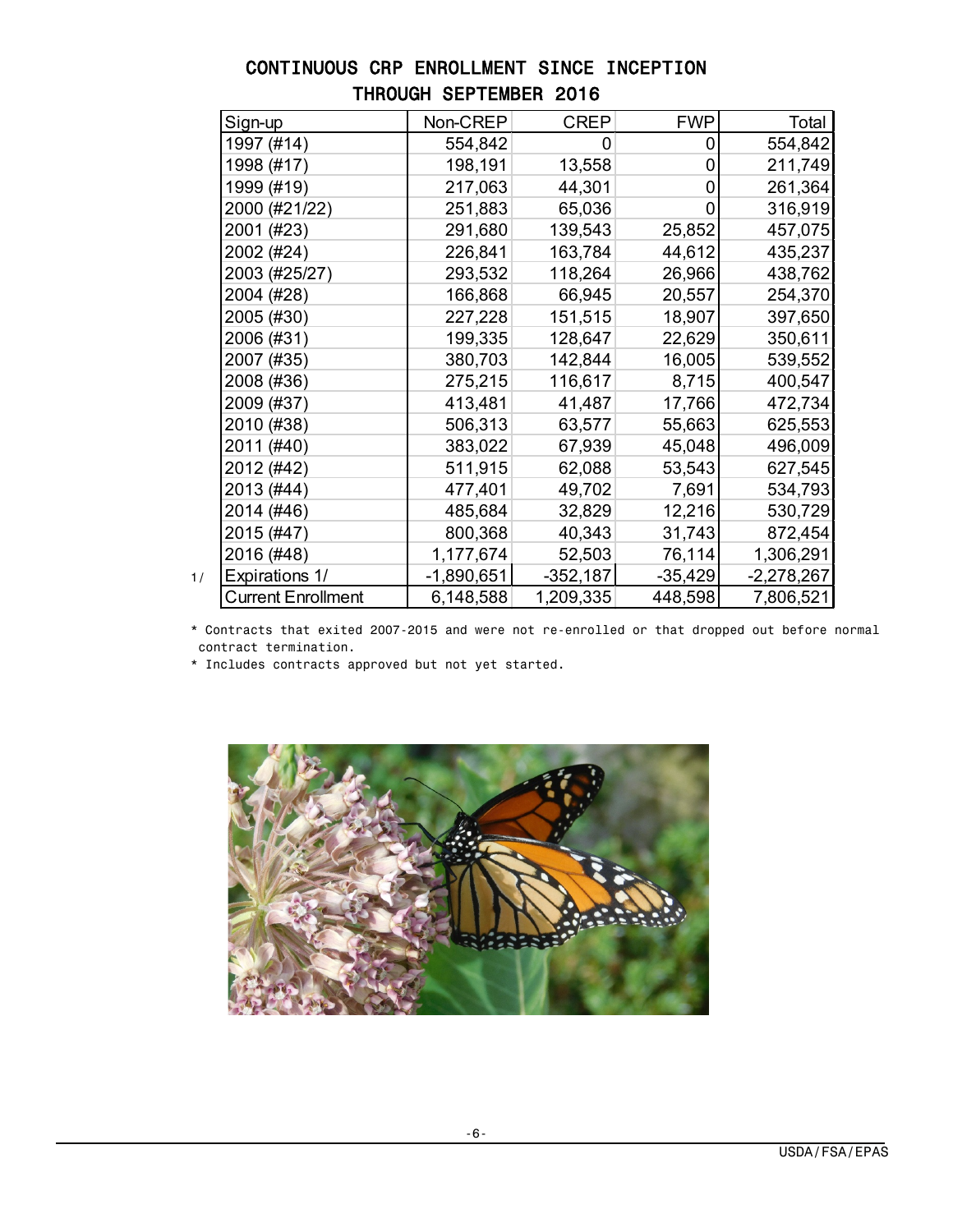# CONTINUOUS CRP ENROLLMENT SINCE INCEPTION THROUGH SEPTEMBER 2016

| Sign-up | Non-CREP | CREP | FWP | Total |
|---|---|---|---|---|
| 1997 (#14) | 554,842 | 0 | 0 | 554,842 |
| 1998 (#17) | 198,191 | 13,558 | 0 | 211,749 |
| 1999 (#19) | 217,063 | 44,301 | 0 | 261,364 |
| 2000 (#21/22) | 251,883 | 65,036 | 0 | 316,919 |
| 2001 (#23) | 291,680 | 139,543 | 25,852 | 457,075 |
| 2002 (#24) | 226,841 | 163,784 | 44,612 | 435,237 |
| 2003 (#25/27) | 293,532 | 118,264 | 26,966 | 438,762 |
| 2004 (#28) | 166,868 | 66,945 | 20,557 | 254,370 |
| 2005 (#30) | 227,228 | 151,515 | 18,907 | 397,650 |
| 2006 (#31) | 199,335 | 128,647 | 22,629 | 350,611 |
| 2007 (#35) | 380,703 | 142,844 | 16,005 | 539,552 |
| 2008 (#36) | 275,215 | 116,617 | 8,715 | 400,547 |
| 2009 (#37) | 413,481 | 41,487 | 17,766 | 472,734 |
| 2010 (#38) | 506,313 | 63,577 | 55,663 | 625,553 |
| 2011 (#40) | 383,022 | 67,939 | 45,048 | 496,009 |
| 2012 (#42) | 511,915 | 62,088 | 53,543 | 627,545 |
| 2013 (#44) | 477,401 | 49,702 | 7,691 | 534,793 |
| 2014 (#46) | 485,684 | 32,829 | 12,216 | 530,729 |
| 2015 (#47) | 800,368 | 40,343 | 31,743 | 872,454 |
| 2016 (#48) | 1,177,674 | 52,503 | 76,114 | 1,306,291 |
| Expirations 1/ | -1,890,651 | -352,187 | -35,429 | -2,278,267 |
| Current Enrollment | 6,148,588 | 1,209,335 | 448,598 | 7,806,521 |

1/ * Contracts that exited 2007-2015 and were not re-enrolled or that dropped out before normal contract termination.

* Includes contracts approved but not yet started.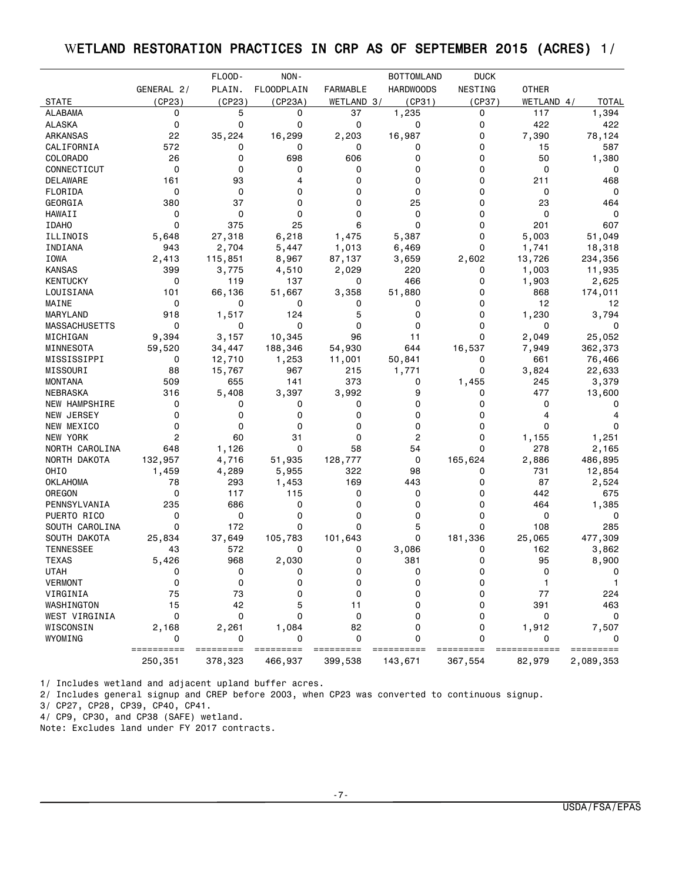## WETLAND RESTORATION PRACTICES IN CRP AS OF SEPTEMBER 2015 (ACRES) 1/

| STATE | GENERAL 2/ (CP23) | FLOOD-PLAIN. (CP23) | NON-FLOODPLAIN (CP23A) | FARMABLE WETLAND 3/ | BOTTOMLAND HARDWOODS (CP31) | DUCK NESTING (CP37) | OTHER WETLAND 4/ | TOTAL |
|---|---|---|---|---|---|---|---|---|
| ALABAMA | 0 | 5 | 0 | 37 | 1,235 | 0 | 117 | 1,394 |
| ALASKA | 0 | 0 | 0 | 0 | 0 | 0 | 422 | 422 |
| ARKANSAS | 22 | 35,224 | 16,299 | 2,203 | 16,987 | 0 | 7,390 | 78,124 |
| CALIFORNIA | 572 | 0 | 0 | 0 | 0 | 0 | 15 | 587 |
| COLORADO | 26 | 0 | 698 | 606 | 0 | 0 | 50 | 1,380 |
| CONNECTICUT | 0 | 0 | 0 | 0 | 0 | 0 | 0 | 0 |
| DELAWARE | 161 | 93 | 4 | 0 | 0 | 0 | 211 | 468 |
| FLORIDA | 0 | 0 | 0 | 0 | 0 | 0 | 0 | 0 |
| GEORGIA | 380 | 37 | 0 | 0 | 25 | 0 | 23 | 464 |
| HAWAII | 0 | 0 | 0 | 0 | 0 | 0 | 0 | 0 |
| IDAHO | 0 | 375 | 25 | 6 | 0 | 0 | 201 | 607 |
| ILLINOIS | 5,648 | 27,318 | 6,218 | 1,475 | 5,387 | 0 | 5,003 | 51,049 |
| INDIANA | 943 | 2,704 | 5,447 | 1,013 | 6,469 | 0 | 1,741 | 18,318 |
| IOWA | 2,413 | 115,851 | 8,967 | 87,137 | 3,659 | 2,602 | 13,726 | 234,356 |
| KANSAS | 399 | 3,775 | 4,510 | 2,029 | 220 | 0 | 1,003 | 11,935 |
| KENTUCKY | 0 | 119 | 137 | 0 | 466 | 0 | 1,903 | 2,625 |
| LOUISIANA | 101 | 66,136 | 51,667 | 3,358 | 51,880 | 0 | 868 | 174,011 |
| MAINE | 0 | 0 | 0 | 0 | 0 | 0 | 12 | 12 |
| MARYLAND | 918 | 1,517 | 124 | 5 | 0 | 0 | 1,230 | 3,794 |
| MASSACHUSETTS | 0 | 0 | 0 | 0 | 0 | 0 | 0 | 0 |
| MICHIGAN | 9,394 | 3,157 | 10,345 | 96 | 11 | 0 | 2,049 | 25,052 |
| MINNESOTA | 59,520 | 34,447 | 188,346 | 54,930 | 644 | 16,537 | 7,949 | 362,373 |
| MISSISSIPPI | 0 | 12,710 | 1,253 | 11,001 | 50,841 | 0 | 661 | 76,466 |
| MISSOURI | 88 | 15,767 | 967 | 215 | 1,771 | 0 | 3,824 | 22,633 |
| MONTANA | 509 | 655 | 141 | 373 | 0 | 1,455 | 245 | 3,379 |
| NEBRASKA | 316 | 5,408 | 3,397 | 3,992 | 9 | 0 | 477 | 13,600 |
| NEW HAMPSHIRE | 0 | 0 | 0 | 0 | 0 | 0 | 0 | 0 |
| NEW JERSEY | 0 | 0 | 0 | 0 | 0 | 0 | 4 | 4 |
| NEW MEXICO | 0 | 0 | 0 | 0 | 0 | 0 | 0 | 0 |
| NEW YORK | 2 | 60 | 31 | 0 | 2 | 0 | 1,155 | 1,251 |
| NORTH CAROLINA | 648 | 1,126 | 0 | 58 | 54 | 0 | 278 | 2,165 |
| NORTH DAKOTA | 132,957 | 4,716 | 51,935 | 128,777 | 0 | 165,624 | 2,886 | 486,895 |
| OHIO | 1,459 | 4,289 | 5,955 | 322 | 98 | 0 | 731 | 12,854 |
| OKLAHOMA | 78 | 293 | 1,453 | 169 | 443 | 0 | 87 | 2,524 |
| OREGON | 0 | 117 | 115 | 0 | 0 | 0 | 442 | 675 |
| PENNSYLVANIA | 235 | 686 | 0 | 0 | 0 | 0 | 464 | 1,385 |
| PUERTO RICO | 0 | 0 | 0 | 0 | 0 | 0 | 0 | 0 |
| SOUTH CAROLINA | 0 | 172 | 0 | 0 | 5 | 0 | 108 | 285 |
| SOUTH DAKOTA | 25,834 | 37,649 | 105,783 | 101,643 | 0 | 181,336 | 25,065 | 477,309 |
| TENNESSEE | 43 | 572 | 0 | 0 | 3,086 | 0 | 162 | 3,862 |
| TEXAS | 5,426 | 968 | 2,030 | 0 | 381 | 0 | 95 | 8,900 |
| UTAH | 0 | 0 | 0 | 0 | 0 | 0 | 0 | 0 |
| VERMONT | 0 | 0 | 0 | 0 | 0 | 0 | 1 | 1 |
| VIRGINIA | 75 | 73 | 0 | 0 | 0 | 0 | 77 | 224 |
| WASHINGTON | 15 | 42 | 5 | 11 | 0 | 0 | 391 | 463 |
| WEST VIRGINIA | 0 | 0 | 0 | 0 | 0 | 0 | 0 | 0 |
| WISCONSIN | 2,168 | 2,261 | 1,084 | 82 | 0 | 0 | 1,912 | 7,507 |
| WYOMING | 0 | 0 | 0 | 0 | 0 | 0 | 0 | 0 |
| | 250,351 | 378,323 | 466,937 | 399,538 | 143,671 | 367,554 | 82,979 | 2,089,353 |

1/ Includes wetland and adjacent upland buffer acres.
2/ Includes general signup and CREP before 2003, when CP23 was converted to continuous signup.
3/ CP27, CP28, CP39, CP40, CP41.
4/ CP9, CP30, and CP38 (SAFE) wetland.
Note: Excludes land under FY 2017 contracts.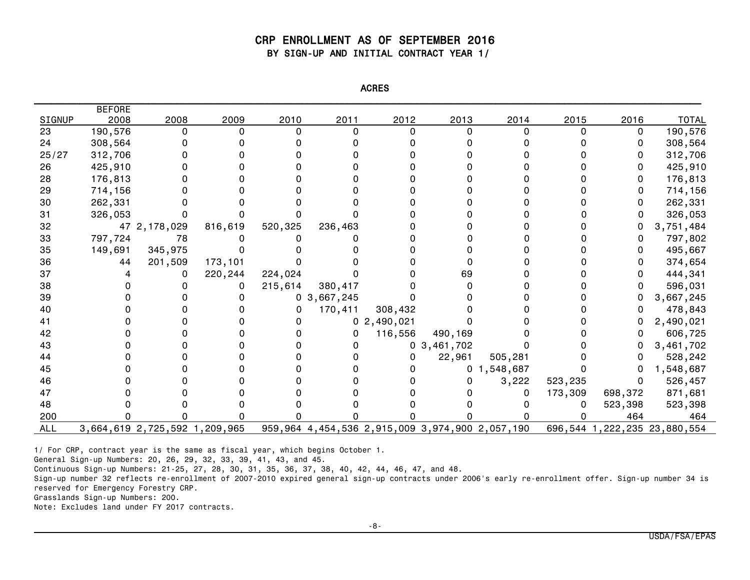# CRP ENROLLMENT AS OF SEPTEMBER 2016

## BY SIGN-UP AND INITIAL CONTRACT YEAR 1/

ACRES

| SIGNUP | BEFORE 2008 | 2008 | 2009 | 2010 | 2011 | 2012 | 2013 | 2014 | 2015 | 2016 | TOTAL |
|---|---|---|---|---|---|---|---|---|---|---|---|
| 23 | 190,576 | 0 | 0 | 0 | 0 | 0 | 0 | 0 | 0 | 0 | 190,576 |
| 24 | 308,564 | 0 | 0 | 0 | 0 | 0 | 0 | 0 | 0 | 0 | 308,564 |
| 25/27 | 312,706 | 0 | 0 | 0 | 0 | 0 | 0 | 0 | 0 | 0 | 312,706 |
| 26 | 425,910 | 0 | 0 | 0 | 0 | 0 | 0 | 0 | 0 | 0 | 425,910 |
| 28 | 176,813 | 0 | 0 | 0 | 0 | 0 | 0 | 0 | 0 | 0 | 176,813 |
| 29 | 714,156 | 0 | 0 | 0 | 0 | 0 | 0 | 0 | 0 | 0 | 714,156 |
| 30 | 262,331 | 0 | 0 | 0 | 0 | 0 | 0 | 0 | 0 | 0 | 262,331 |
| 31 | 326,053 | 0 | 0 | 0 | 0 | 0 | 0 | 0 | 0 | 0 | 326,053 |
| 32 | 47 | 2,178,029 | 816,619 | 520,325 | 236,463 | 0 | 0 | 0 | 0 | 0 | 3,751,484 |
| 33 | 797,724 | 78 | 0 | 0 | 0 | 0 | 0 | 0 | 0 | 0 | 797,802 |
| 35 | 149,691 | 345,975 | 0 | 0 | 0 | 0 | 0 | 0 | 0 | 0 | 495,667 |
| 36 | 44 | 201,509 | 173,101 | 0 | 0 | 0 | 0 | 0 | 0 | 0 | 374,654 |
| 37 | 4 | 0 | 220,244 | 224,024 | 0 | 0 | 69 | 0 | 0 | 0 | 444,341 |
| 38 | 0 | 0 | 0 | 215,614 | 380,417 | 0 | 0 | 0 | 0 | 0 | 596,031 |
| 39 | 0 | 0 | 0 | 0 | 3,667,245 | 0 | 0 | 0 | 0 | 0 | 3,667,245 |
| 40 | 0 | 0 | 0 | 0 | 170,411 | 308,432 | 0 | 0 | 0 | 0 | 478,843 |
| 41 | 0 | 0 | 0 | 0 | 0 | 2,490,021 | 0 | 0 | 0 | 0 | 2,490,021 |
| 42 | 0 | 0 | 0 | 0 | 0 | 116,556 | 490,169 | 0 | 0 | 0 | 606,725 |
| 43 | 0 | 0 | 0 | 0 | 0 | 0 | 3,461,702 | 0 | 0 | 0 | 3,461,702 |
| 44 | 0 | 0 | 0 | 0 | 0 | 0 | 22,961 | 505,281 | 0 | 0 | 528,242 |
| 45 | 0 | 0 | 0 | 0 | 0 | 0 | 0 | 1,548,687 | 0 | 0 | 1,548,687 |
| 46 | 0 | 0 | 0 | 0 | 0 | 0 | 0 | 3,222 | 523,235 | 0 | 526,457 |
| 47 | 0 | 0 | 0 | 0 | 0 | 0 | 0 | 0 | 173,309 | 698,372 | 871,681 |
| 48 | 0 | 0 | 0 | 0 | 0 | 0 | 0 | 0 | 0 | 523,398 | 523,398 |
| 200 | 0 | 0 | 0 | 0 | 0 | 0 | 0 | 0 | 0 | 464 | 464 |
| ALL | 3,664,619 | 2,725,592 | 1,209,965 | 959,964 | 4,454,536 | 2,915,009 | 3,974,900 | 2,057,190 | 696,544 | 1,222,235 | 23,880,554 |

1/ For CRP, contract year is the same as fiscal year, which begins October 1.

General Sign-up Numbers: 20, 26, 29, 32, 33, 39, 41, 43, and 45.

Continuous Sign-up Numbers: 21-25, 27, 28, 30, 31, 35, 36, 37, 38, 40, 42, 44, 46, 47, and 48.

Sign-up number 32 reflects re-enrollment of 2007-2010 expired general sign-up contracts under 2006's early re-enrollment offer. Sign-up number 34 is reserved for Emergency Forestry CRP.

Grasslands Sign-up Numbers: 200.

Note: Excludes land under FY 2017 contracts.

USDA/FSA/EPAS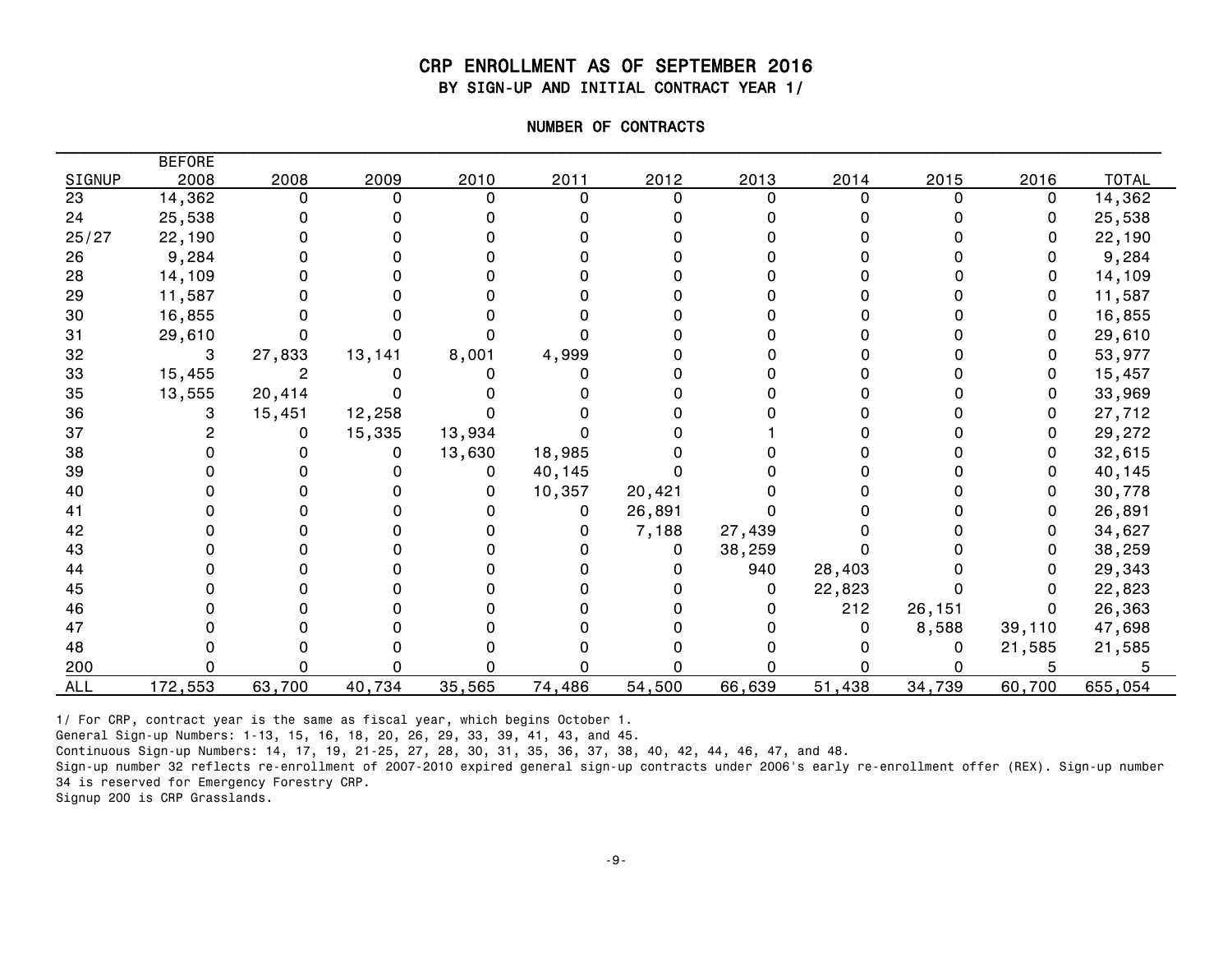# CRP ENROLLMENT AS OF SEPTEMBER 2016

## BY SIGN-UP AND INITIAL CONTRACT YEAR 1/

### NUMBER OF CONTRACTS

| SIGNUP | BEFORE 2008 | 2008 | 2009 | 2010 | 2011 | 2012 | 2013 | 2014 | 2015 | 2016 | TOTAL |
|---|---|---|---|---|---|---|---|---|---|---|---|
| 23 | 14,362 | 0 | 0 | 0 | 0 | 0 | 0 | 0 | 0 | 0 | 14,362 |
| 24 | 25,538 | 0 | 0 | 0 | 0 | 0 | 0 | 0 | 0 | 0 | 25,538 |
| 25/27 | 22,190 | 0 | 0 | 0 | 0 | 0 | 0 | 0 | 0 | 0 | 22,190 |
| 26 | 9,284 | 0 | 0 | 0 | 0 | 0 | 0 | 0 | 0 | 0 | 9,284 |
| 28 | 14,109 | 0 | 0 | 0 | 0 | 0 | 0 | 0 | 0 | 0 | 14,109 |
| 29 | 11,587 | 0 | 0 | 0 | 0 | 0 | 0 | 0 | 0 | 0 | 11,587 |
| 30 | 16,855 | 0 | 0 | 0 | 0 | 0 | 0 | 0 | 0 | 0 | 16,855 |
| 31 | 29,610 | 0 | 0 | 0 | 0 | 0 | 0 | 0 | 0 | 0 | 29,610 |
| 32 | 3 | 27,833 | 13,141 | 8,001 | 4,999 | 0 | 0 | 0 | 0 | 0 | 53,977 |
| 33 | 15,455 | 2 | 0 | 0 | 0 | 0 | 0 | 0 | 0 | 0 | 15,457 |
| 35 | 13,555 | 20,414 | 0 | 0 | 0 | 0 | 0 | 0 | 0 | 0 | 33,969 |
| 36 | 3 | 15,451 | 12,258 | 0 | 0 | 0 | 0 | 0 | 0 | 0 | 27,712 |
| 37 | 2 | 0 | 15,335 | 13,934 | 0 | 0 | 1 | 0 | 0 | 0 | 29,272 |
| 38 | 0 | 0 | 0 | 13,630 | 18,985 | 0 | 0 | 0 | 0 | 0 | 32,615 |
| 39 | 0 | 0 | 0 | 0 | 40,145 | 0 | 0 | 0 | 0 | 0 | 40,145 |
| 40 | 0 | 0 | 0 | 0 | 10,357 | 20,421 | 0 | 0 | 0 | 0 | 30,778 |
| 41 | 0 | 0 | 0 | 0 | 0 | 26,891 | 0 | 0 | 0 | 0 | 26,891 |
| 42 | 0 | 0 | 0 | 0 | 0 | 7,188 | 27,439 | 0 | 0 | 0 | 34,627 |
| 43 | 0 | 0 | 0 | 0 | 0 | 0 | 38,259 | 0 | 0 | 0 | 38,259 |
| 44 | 0 | 0 | 0 | 0 | 0 | 0 | 940 | 28,403 | 0 | 0 | 29,343 |
| 45 | 0 | 0 | 0 | 0 | 0 | 0 | 0 | 22,823 | 0 | 0 | 22,823 |
| 46 | 0 | 0 | 0 | 0 | 0 | 0 | 0 | 212 | 26,151 | 0 | 26,363 |
| 47 | 0 | 0 | 0 | 0 | 0 | 0 | 0 | 0 | 8,588 | 39,110 | 47,698 |
| 48 | 0 | 0 | 0 | 0 | 0 | 0 | 0 | 0 | 0 | 21,585 | 21,585 |
| 200 | 0 | 0 | 0 | 0 | 0 | 0 | 0 | 0 | 0 | 5 | 5 |
| ALL | 172,553 | 63,700 | 40,734 | 35,565 | 74,486 | 54,500 | 66,639 | 51,438 | 34,739 | 60,700 | 655,054 |

1/ For CRP, contract year is the same as fiscal year, which begins October 1.

General Sign-up Numbers: 1-13, 15, 16, 18, 20, 26, 29, 33, 39, 41, 43, and 45.

Continuous Sign-up Numbers: 14, 17, 19, 21-25, 27, 28, 30, 31, 35, 36, 37, 38, 40, 42, 44, 46, 47, and 48.

Sign-up number 32 reflects re-enrollment of 2007-2010 expired general sign-up contracts under 2006's early re-enrollment offer (REX). Sign-up number 34 is reserved for Emergency Forestry CRP.

Signup 200 is CRP Grasslands.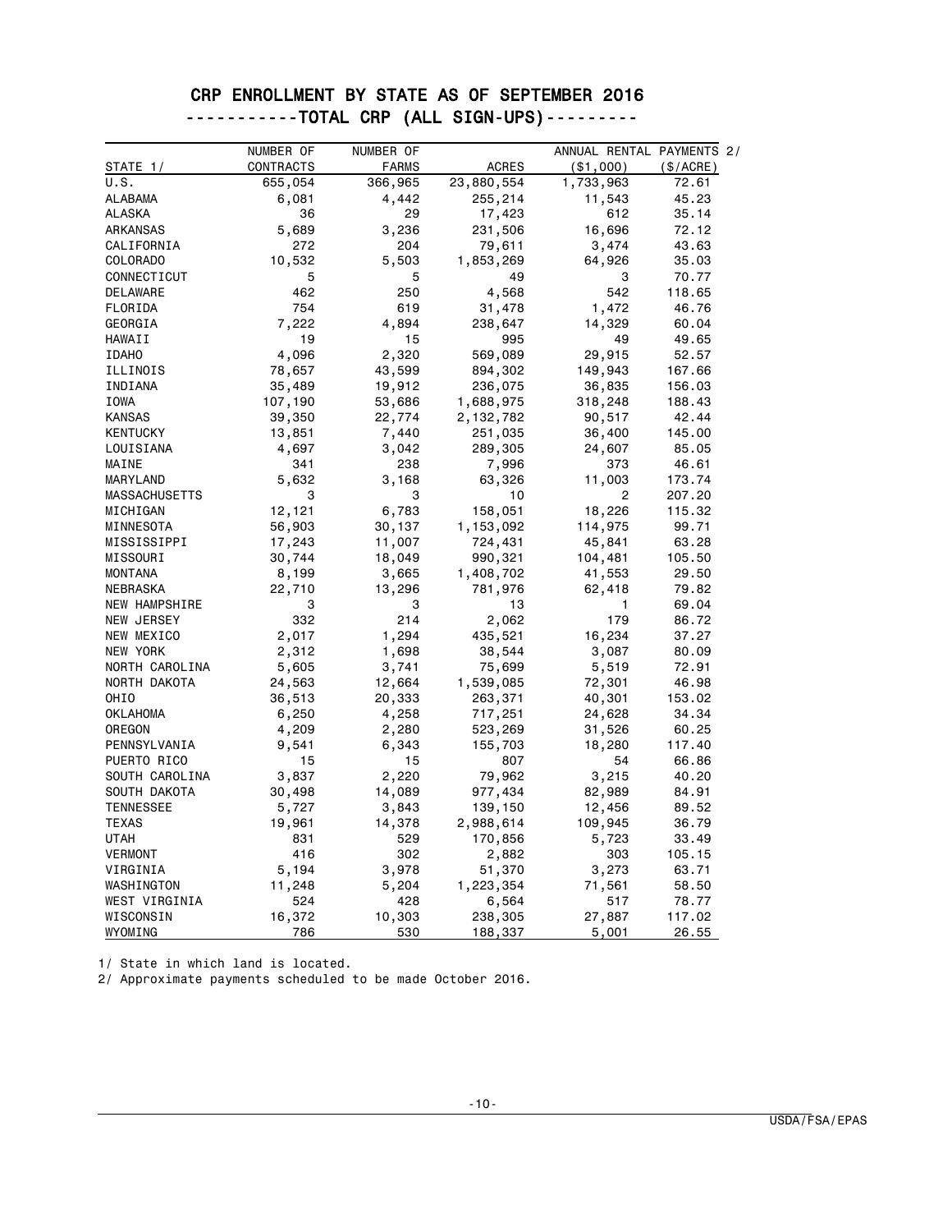# CRP ENROLLMENT BY STATE AS OF SEPTEMBER 2016

## -----------TOTAL CRP (ALL SIGN-UPS)---------

| STATE 1/ | NUMBER OF CONTRACTS | NUMBER OF FARMS | ACRES | ANNUAL RENTAL PAYMENTS 2/ ($1,000) | ($/ACRE) |
|---|---|---|---|---|---|
| U.S. | 655,054 | 366,965 | 23,880,554 | 1,733,963 | 72.61 |
| ALABAMA | 6,081 | 4,442 | 255,214 | 11,543 | 45.23 |
| ALASKA | 36 | 29 | 17,423 | 612 | 35.14 |
| ARKANSAS | 5,689 | 3,236 | 231,506 | 16,696 | 72.12 |
| CALIFORNIA | 272 | 204 | 79,611 | 3,474 | 43.63 |
| COLORADO | 10,532 | 5,503 | 1,853,269 | 64,926 | 35.03 |
| CONNECTICUT | 5 | 5 | 49 | 3 | 70.77 |
| DELAWARE | 462 | 250 | 4,568 | 542 | 118.65 |
| FLORIDA | 754 | 619 | 31,478 | 1,472 | 46.76 |
| GEORGIA | 7,222 | 4,894 | 238,647 | 14,329 | 60.04 |
| HAWAII | 19 | 15 | 995 | 49 | 49.65 |
| IDAHO | 4,096 | 2,320 | 569,089 | 29,915 | 52.57 |
| ILLINOIS | 78,657 | 43,599 | 894,302 | 149,943 | 167.66 |
| INDIANA | 35,489 | 19,912 | 236,075 | 36,835 | 156.03 |
| IOWA | 107,190 | 53,686 | 1,688,975 | 318,248 | 188.43 |
| KANSAS | 39,350 | 22,774 | 2,132,782 | 90,517 | 42.44 |
| KENTUCKY | 13,851 | 7,440 | 251,035 | 36,400 | 145.00 |
| LOUISIANA | 4,697 | 3,042 | 289,305 | 24,607 | 85.05 |
| MAINE | 341 | 238 | 7,996 | 373 | 46.61 |
| MARYLAND | 5,632 | 3,168 | 63,326 | 11,003 | 173.74 |
| MASSACHUSETTS | 3 | 3 | 10 | 2 | 207.20 |
| MICHIGAN | 12,121 | 6,783 | 158,051 | 18,226 | 115.32 |
| MINNESOTA | 56,903 | 30,137 | 1,153,092 | 114,975 | 99.71 |
| MISSISSIPPI | 17,243 | 11,007 | 724,431 | 45,841 | 63.28 |
| MISSOURI | 30,744 | 18,049 | 990,321 | 104,481 | 105.50 |
| MONTANA | 8,199 | 3,665 | 1,408,702 | 41,553 | 29.50 |
| NEBRASKA | 22,710 | 13,296 | 781,976 | 62,418 | 79.82 |
| NEW HAMPSHIRE | 3 | 3 | 13 | 1 | 69.04 |
| NEW JERSEY | 332 | 214 | 2,062 | 179 | 86.72 |
| NEW MEXICO | 2,017 | 1,294 | 435,521 | 16,234 | 37.27 |
| NEW YORK | 2,312 | 1,698 | 38,544 | 3,087 | 80.09 |
| NORTH CAROLINA | 5,605 | 3,741 | 75,699 | 5,519 | 72.91 |
| NORTH DAKOTA | 24,563 | 12,664 | 1,539,085 | 72,301 | 46.98 |
| OHIO | 36,513 | 20,333 | 263,371 | 40,301 | 153.02 |
| OKLAHOMA | 6,250 | 4,258 | 717,251 | 24,628 | 34.34 |
| OREGON | 4,209 | 2,280 | 523,269 | 31,526 | 60.25 |
| PENNSYLVANIA | 9,541 | 6,343 | 155,703 | 18,280 | 117.40 |
| PUERTO RICO | 15 | 15 | 807 | 54 | 66.86 |
| SOUTH CAROLINA | 3,837 | 2,220 | 79,962 | 3,215 | 40.20 |
| SOUTH DAKOTA | 30,498 | 14,089 | 977,434 | 82,989 | 84.91 |
| TENNESSEE | 5,727 | 3,843 | 139,150 | 12,456 | 89.52 |
| TEXAS | 19,961 | 14,378 | 2,988,614 | 109,945 | 36.79 |
| UTAH | 831 | 529 | 170,856 | 5,723 | 33.49 |
| VERMONT | 416 | 302 | 2,882 | 303 | 105.15 |
| VIRGINIA | 5,194 | 3,978 | 51,370 | 3,273 | 63.71 |
| WASHINGTON | 11,248 | 5,204 | 1,223,354 | 71,561 | 58.50 |
| WEST VIRGINIA | 524 | 428 | 6,564 | 517 | 78.77 |
| WISCONSIN | 16,372 | 10,303 | 238,305 | 27,887 | 117.02 |
| WYOMING | 786 | 530 | 188,337 | 5,001 | 26.55 |

1/ State in which land is located.

2/ Approximate payments scheduled to be made October 2016.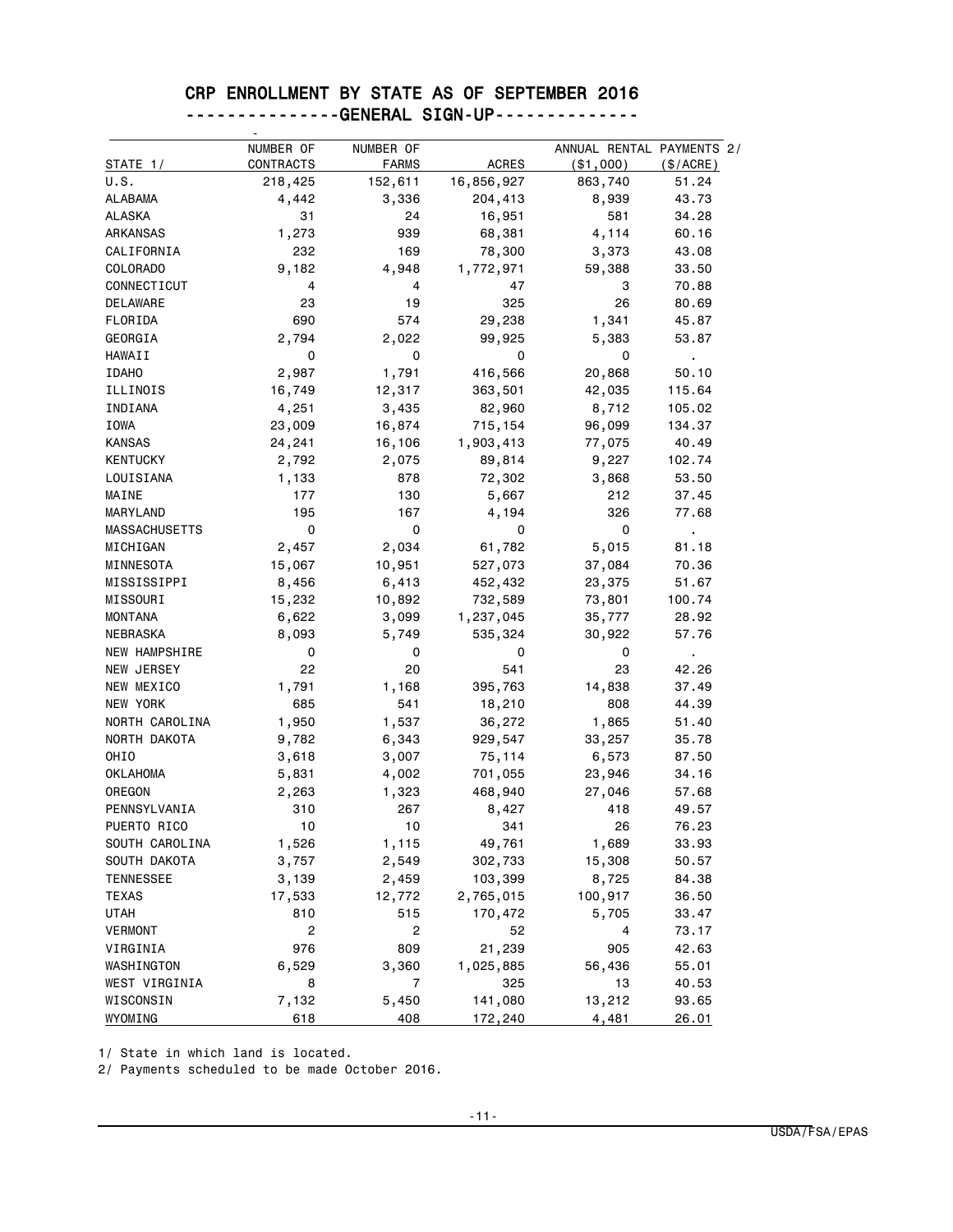# CRP ENROLLMENT BY STATE AS OF SEPTEMBER 2016

## ---------------GENERAL SIGN-UP--------------

| STATE 1/ | NUMBER OF CONTRACTS | NUMBER OF FARMS | ACRES | ANNUAL RENTAL PAYMENTS 2/ ($1,000) | ($/ACRE) |
|---|---|---|---|---|---|
| U.S. | 218,425 | 152,611 | 16,856,927 | 863,740 | 51.24 |
| ALABAMA | 4,442 | 3,336 | 204,413 | 8,939 | 43.73 |
| ALASKA | 31 | 24 | 16,951 | 581 | 34.28 |
| ARKANSAS | 1,273 | 939 | 68,381 | 4,114 | 60.16 |
| CALIFORNIA | 232 | 169 | 78,300 | 3,373 | 43.08 |
| COLORADO | 9,182 | 4,948 | 1,772,971 | 59,388 | 33.50 |
| CONNECTICUT | 4 | 4 | 47 | 3 | 70.88 |
| DELAWARE | 23 | 19 | 325 | 26 | 80.69 |
| FLORIDA | 690 | 574 | 29,238 | 1,341 | 45.87 |
| GEORGIA | 2,794 | 2,022 | 99,925 | 5,383 | 53.87 |
| HAWAII | 0 | 0 | 0 | 0 | . |
| IDAHO | 2,987 | 1,791 | 416,566 | 20,868 | 50.10 |
| ILLINOIS | 16,749 | 12,317 | 363,501 | 42,035 | 115.64 |
| INDIANA | 4,251 | 3,435 | 82,960 | 8,712 | 105.02 |
| IOWA | 23,009 | 16,874 | 715,154 | 96,099 | 134.37 |
| KANSAS | 24,241 | 16,106 | 1,903,413 | 77,075 | 40.49 |
| KENTUCKY | 2,792 | 2,075 | 89,814 | 9,227 | 102.74 |
| LOUISIANA | 1,133 | 878 | 72,302 | 3,868 | 53.50 |
| MAINE | 177 | 130 | 5,667 | 212 | 37.45 |
| MARYLAND | 195 | 167 | 4,194 | 326 | 77.68 |
| MASSACHUSETTS | 0 | 0 | 0 | 0 | . |
| MICHIGAN | 2,457 | 2,034 | 61,782 | 5,015 | 81.18 |
| MINNESOTA | 15,067 | 10,951 | 527,073 | 37,084 | 70.36 |
| MISSISSIPPI | 8,456 | 6,413 | 452,432 | 23,375 | 51.67 |
| MISSOURI | 15,232 | 10,892 | 732,589 | 73,801 | 100.74 |
| MONTANA | 6,622 | 3,099 | 1,237,045 | 35,777 | 28.92 |
| NEBRASKA | 8,093 | 5,749 | 535,324 | 30,922 | 57.76 |
| NEW HAMPSHIRE | 0 | 0 | 0 | 0 | . |
| NEW JERSEY | 22 | 20 | 541 | 23 | 42.26 |
| NEW MEXICO | 1,791 | 1,168 | 395,763 | 14,838 | 37.49 |
| NEW YORK | 685 | 541 | 18,210 | 808 | 44.39 |
| NORTH CAROLINA | 1,950 | 1,537 | 36,272 | 1,865 | 51.40 |
| NORTH DAKOTA | 9,782 | 6,343 | 929,547 | 33,257 | 35.78 |
| OHIO | 3,618 | 3,007 | 75,114 | 6,573 | 87.50 |
| OKLAHOMA | 5,831 | 4,002 | 701,055 | 23,946 | 34.16 |
| OREGON | 2,263 | 1,323 | 468,940 | 27,046 | 57.68 |
| PENNSYLVANIA | 310 | 267 | 8,427 | 418 | 49.57 |
| PUERTO RICO | 10 | 10 | 341 | 26 | 76.23 |
| SOUTH CAROLINA | 1,526 | 1,115 | 49,761 | 1,689 | 33.93 |
| SOUTH DAKOTA | 3,757 | 2,549 | 302,733 | 15,308 | 50.57 |
| TENNESSEE | 3,139 | 2,459 | 103,399 | 8,725 | 84.38 |
| TEXAS | 17,533 | 12,772 | 2,765,015 | 100,917 | 36.50 |
| UTAH | 810 | 515 | 170,472 | 5,705 | 33.47 |
| VERMONT | 2 | 2 | 52 | 4 | 73.17 |
| VIRGINIA | 976 | 809 | 21,239 | 905 | 42.63 |
| WASHINGTON | 6,529 | 3,360 | 1,025,885 | 56,436 | 55.01 |
| WEST VIRGINIA | 8 | 7 | 325 | 13 | 40.53 |
| WISCONSIN | 7,132 | 5,450 | 141,080 | 13,212 | 93.65 |
| WYOMING | 618 | 408 | 172,240 | 4,481 | 26.01 |

1/ State in which land is located.
2/ Payments scheduled to be made October 2016.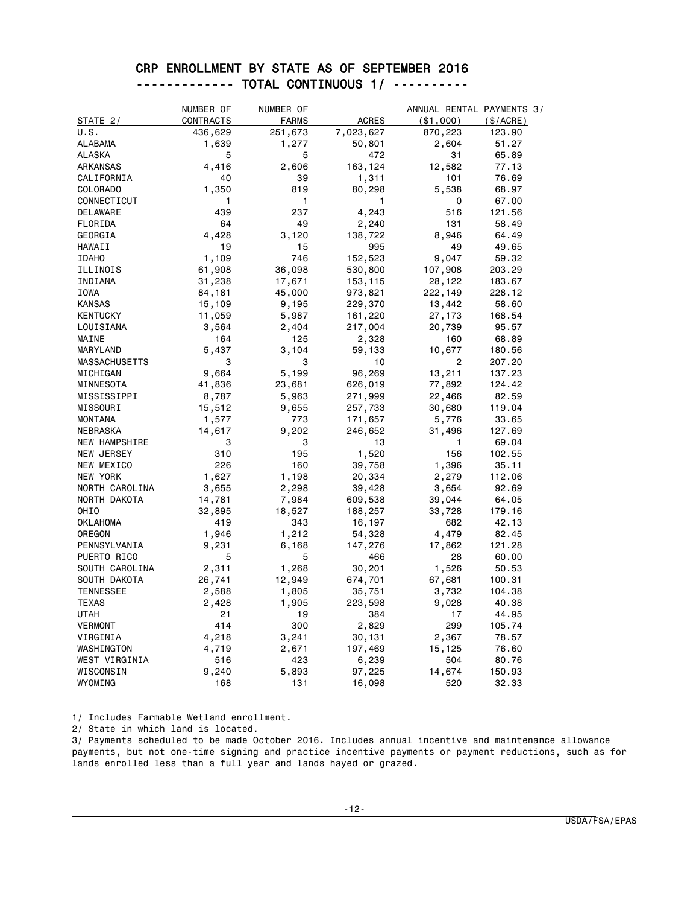# CRP ENROLLMENT BY STATE AS OF SEPTEMBER 2016

## ------------- TOTAL CONTINUOUS 1/ ----------

| STATE 2/ | NUMBER OF CONTRACTS | NUMBER OF FARMS | ACRES | ANNUAL RENTAL PAYMENTS 3/ ($1,000) | ($/ACRE) |
|---|---|---|---|---|---|
| U.S. | 436,629 | 251,673 | 7,023,627 | 870,223 | 123.90 |
| ALABAMA | 1,639 | 1,277 | 50,801 | 2,604 | 51.27 |
| ALASKA | 5 | 5 | 472 | 31 | 65.89 |
| ARKANSAS | 4,416 | 2,606 | 163,124 | 12,582 | 77.13 |
| CALIFORNIA | 40 | 39 | 1,311 | 101 | 76.69 |
| COLORADO | 1,350 | 819 | 80,298 | 5,538 | 68.97 |
| CONNECTICUT | 1 | 1 | 1 | 0 | 67.00 |
| DELAWARE | 439 | 237 | 4,243 | 516 | 121.56 |
| FLORIDA | 64 | 49 | 2,240 | 131 | 58.49 |
| GEORGIA | 4,428 | 3,120 | 138,722 | 8,946 | 64.49 |
| HAWAII | 19 | 15 | 995 | 49 | 49.65 |
| IDAHO | 1,109 | 746 | 152,523 | 9,047 | 59.32 |
| ILLINOIS | 61,908 | 36,098 | 530,800 | 107,908 | 203.29 |
| INDIANA | 31,238 | 17,671 | 153,115 | 28,122 | 183.67 |
| IOWA | 84,181 | 45,000 | 973,821 | 222,149 | 228.12 |
| KANSAS | 15,109 | 9,195 | 229,370 | 13,442 | 58.60 |
| KENTUCKY | 11,059 | 5,987 | 161,220 | 27,173 | 168.54 |
| LOUISIANA | 3,564 | 2,404 | 217,004 | 20,739 | 95.57 |
| MAINE | 164 | 125 | 2,328 | 160 | 68.89 |
| MARYLAND | 5,437 | 3,104 | 59,133 | 10,677 | 180.56 |
| MASSACHUSETTS | 3 | 3 | 10 | 2 | 207.20 |
| MICHIGAN | 9,664 | 5,199 | 96,269 | 13,211 | 137.23 |
| MINNESOTA | 41,836 | 23,681 | 626,019 | 77,892 | 124.42 |
| MISSISSIPPI | 8,787 | 5,963 | 271,999 | 22,466 | 82.59 |
| MISSOURI | 15,512 | 9,655 | 257,733 | 30,680 | 119.04 |
| MONTANA | 1,577 | 773 | 171,657 | 5,776 | 33.65 |
| NEBRASKA | 14,617 | 9,202 | 246,652 | 31,496 | 127.69 |
| NEW HAMPSHIRE | 3 | 3 | 13 | 1 | 69.04 |
| NEW JERSEY | 310 | 195 | 1,520 | 156 | 102.55 |
| NEW MEXICO | 226 | 160 | 39,758 | 1,396 | 35.11 |
| NEW YORK | 1,627 | 1,198 | 20,334 | 2,279 | 112.06 |
| NORTH CAROLINA | 3,655 | 2,298 | 39,428 | 3,654 | 92.69 |
| NORTH DAKOTA | 14,781 | 7,984 | 609,538 | 39,044 | 64.05 |
| OHIO | 32,895 | 18,527 | 188,257 | 33,728 | 179.16 |
| OKLAHOMA | 419 | 343 | 16,197 | 682 | 42.13 |
| OREGON | 1,946 | 1,212 | 54,328 | 4,479 | 82.45 |
| PENNSYLVANIA | 9,231 | 6,168 | 147,276 | 17,862 | 121.28 |
| PUERTO RICO | 5 | 5 | 466 | 28 | 60.00 |
| SOUTH CAROLINA | 2,311 | 1,268 | 30,201 | 1,526 | 50.53 |
| SOUTH DAKOTA | 26,741 | 12,949 | 674,701 | 67,681 | 100.31 |
| TENNESSEE | 2,588 | 1,805 | 35,751 | 3,732 | 104.38 |
| TEXAS | 2,428 | 1,905 | 223,598 | 9,028 | 40.38 |
| UTAH | 21 | 19 | 384 | 17 | 44.95 |
| VERMONT | 414 | 300 | 2,829 | 299 | 105.74 |
| VIRGINIA | 4,218 | 3,241 | 30,131 | 2,367 | 78.57 |
| WASHINGTON | 4,719 | 2,671 | 197,469 | 15,125 | 76.60 |
| WEST VIRGINIA | 516 | 423 | 6,239 | 504 | 80.76 |
| WISCONSIN | 9,240 | 5,893 | 97,225 | 14,674 | 150.93 |
| WYOMING | 168 | 131 | 16,098 | 520 | 32.33 |

1/ Includes Farmable Wetland enrollment.

2/ State in which land is located.

3/ Payments scheduled to be made October 2016. Includes annual incentive and maintenance allowance payments, but not one-time signing and practice incentive payments or payment reductions, such as for lands enrolled less than a full year and lands hayed or grazed.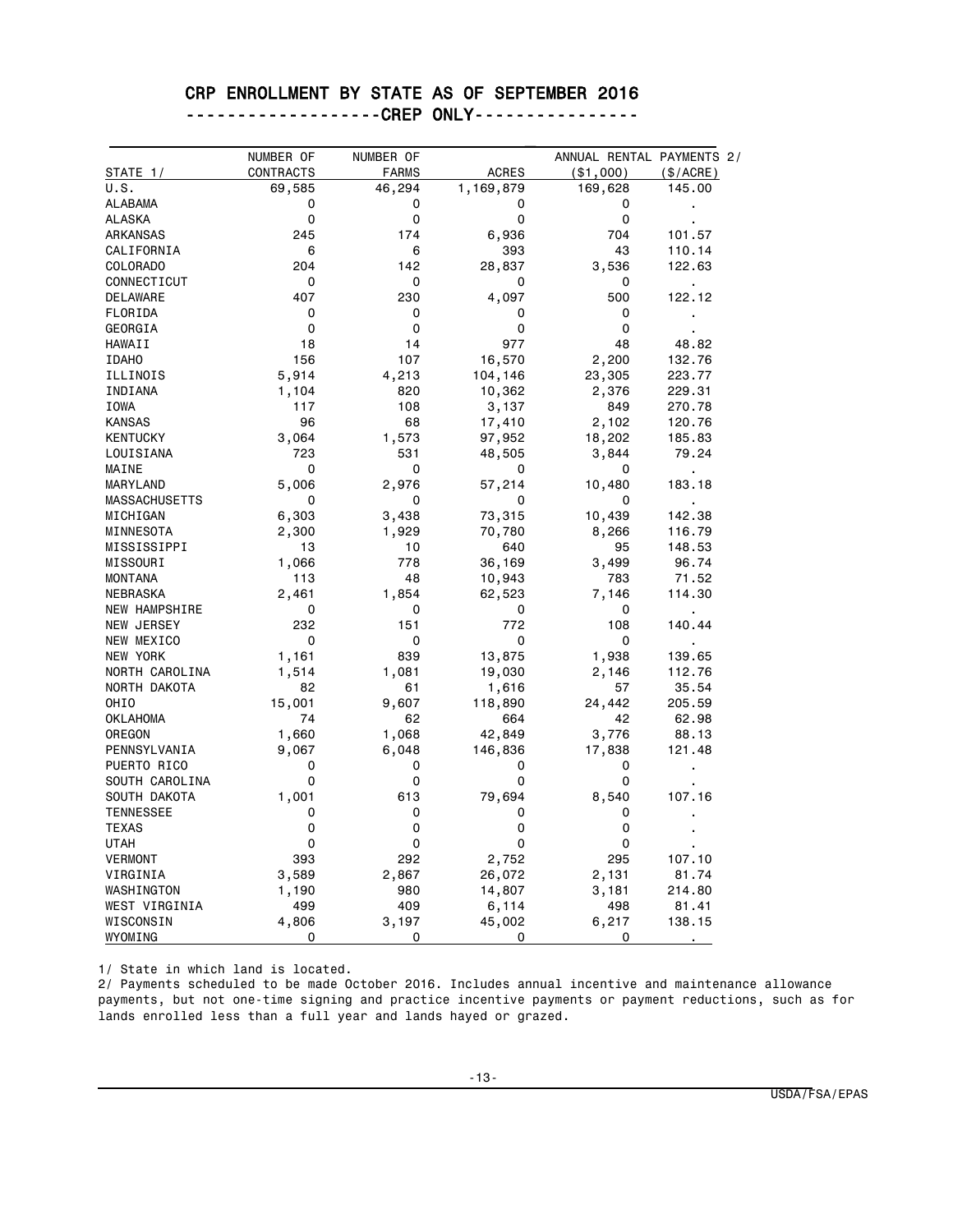# CRP ENROLLMENT BY STATE AS OF SEPTEMBER 2016

## -------------------CREP ONLY----------------

| STATE 1/ | NUMBER OF CONTRACTS | NUMBER OF FARMS | ACRES | ANNUAL RENTAL PAYMENTS 2/ ($1,000) | ($/ACRE) |
|---|---|---|---|---|---|
| U.S. | 69,585 | 46,294 | 1,169,879 | 169,628 | 145.00 |
| ALABAMA | 0 | 0 | 0 | 0 | . |
| ALASKA | 0 | 0 | 0 | 0 | . |
| ARKANSAS | 245 | 174 | 6,936 | 704 | 101.57 |
| CALIFORNIA | 6 | 6 | 393 | 43 | 110.14 |
| COLORADO | 204 | 142 | 28,837 | 3,536 | 122.63 |
| CONNECTICUT | 0 | 0 | 0 | 0 | . |
| DELAWARE | 407 | 230 | 4,097 | 500 | 122.12 |
| FLORIDA | 0 | 0 | 0 | 0 | . |
| GEORGIA | 0 | 0 | 0 | 0 | . |
| HAWAII | 18 | 14 | 977 | 48 | 48.82 |
| IDAHO | 156 | 107 | 16,570 | 2,200 | 132.76 |
| ILLINOIS | 5,914 | 4,213 | 104,146 | 23,305 | 223.77 |
| INDIANA | 1,104 | 820 | 10,362 | 2,376 | 229.31 |
| IOWA | 117 | 108 | 3,137 | 849 | 270.78 |
| KANSAS | 96 | 68 | 17,410 | 2,102 | 120.76 |
| KENTUCKY | 3,064 | 1,573 | 97,952 | 18,202 | 185.83 |
| LOUISIANA | 723 | 531 | 48,505 | 3,844 | 79.24 |
| MAINE | 0 | 0 | 0 | 0 | . |
| MARYLAND | 5,006 | 2,976 | 57,214 | 10,480 | 183.18 |
| MASSACHUSETTS | 0 | 0 | 0 | 0 | . |
| MICHIGAN | 6,303 | 3,438 | 73,315 | 10,439 | 142.38 |
| MINNESOTA | 2,300 | 1,929 | 70,780 | 8,266 | 116.79 |
| MISSISSIPPI | 13 | 10 | 640 | 95 | 148.53 |
| MISSOURI | 1,066 | 778 | 36,169 | 3,499 | 96.74 |
| MONTANA | 113 | 48 | 10,943 | 783 | 71.52 |
| NEBRASKA | 2,461 | 1,854 | 62,523 | 7,146 | 114.30 |
| NEW HAMPSHIRE | 0 | 0 | 0 | 0 | . |
| NEW JERSEY | 232 | 151 | 772 | 108 | 140.44 |
| NEW MEXICO | 0 | 0 | 0 | 0 | . |
| NEW YORK | 1,161 | 839 | 13,875 | 1,938 | 139.65 |
| NORTH CAROLINA | 1,514 | 1,081 | 19,030 | 2,146 | 112.76 |
| NORTH DAKOTA | 82 | 61 | 1,616 | 57 | 35.54 |
| OHIO | 15,001 | 9,607 | 118,890 | 24,442 | 205.59 |
| OKLAHOMA | 74 | 62 | 664 | 42 | 62.98 |
| OREGON | 1,660 | 1,068 | 42,849 | 3,776 | 88.13 |
| PENNSYLVANIA | 9,067 | 6,048 | 146,836 | 17,838 | 121.48 |
| PUERTO RICO | 0 | 0 | 0 | 0 | . |
| SOUTH CAROLINA | 0 | 0 | 0 | 0 | . |
| SOUTH DAKOTA | 1,001 | 613 | 79,694 | 8,540 | 107.16 |
| TENNESSEE | 0 | 0 | 0 | 0 | . |
| TEXAS | 0 | 0 | 0 | 0 | . |
| UTAH | 0 | 0 | 0 | 0 | . |
| VERMONT | 393 | 292 | 2,752 | 295 | 107.10 |
| VIRGINIA | 3,589 | 2,867 | 26,072 | 2,131 | 81.74 |
| WASHINGTON | 1,190 | 980 | 14,807 | 3,181 | 214.80 |
| WEST VIRGINIA | 499 | 409 | 6,114 | 498 | 81.41 |
| WISCONSIN | 4,806 | 3,197 | 45,002 | 6,217 | 138.15 |
| WYOMING | 0 | 0 | 0 | 0 | . |

1/ State in which land is located.

2/ Payments scheduled to be made October 2016. Includes annual incentive and maintenance allowance payments, but not one-time signing and practice incentive payments or payment reductions, such as for lands enrolled less than a full year and lands hayed or grazed.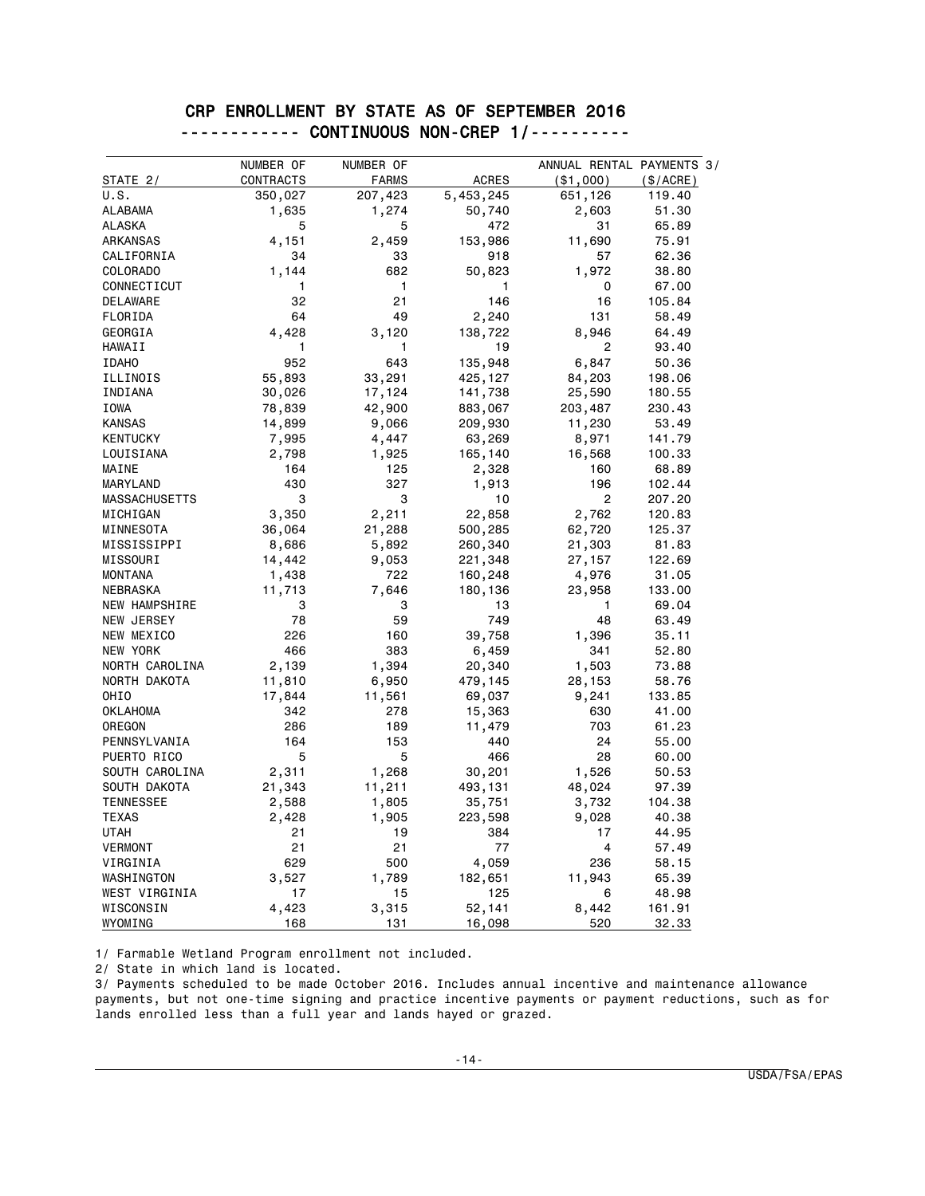# CRP ENROLLMENT BY STATE AS OF SEPTEMBER 2016

## ------------ CONTINUOUS NON-CREP 1/----------

| STATE 2/ | NUMBER OF CONTRACTS | NUMBER OF FARMS | ACRES | ANNUAL RENTAL PAYMENTS 3/ ($1,000) | ($/ACRE) |
|---|---|---|---|---|---|
| U.S. | 350,027 | 207,423 | 5,453,245 | 651,126 | 119.40 |
| ALABAMA | 1,635 | 1,274 | 50,740 | 2,603 | 51.30 |
| ALASKA | 5 | 5 | 472 | 31 | 65.89 |
| ARKANSAS | 4,151 | 2,459 | 153,986 | 11,690 | 75.91 |
| CALIFORNIA | 34 | 33 | 918 | 57 | 62.36 |
| COLORADO | 1,144 | 682 | 50,823 | 1,972 | 38.80 |
| CONNECTICUT | 1 | 1 | 1 | 0 | 67.00 |
| DELAWARE | 32 | 21 | 146 | 16 | 105.84 |
| FLORIDA | 64 | 49 | 2,240 | 131 | 58.49 |
| GEORGIA | 4,428 | 3,120 | 138,722 | 8,946 | 64.49 |
| HAWAII | 1 | 1 | 19 | 2 | 93.40 |
| IDAHO | 952 | 643 | 135,948 | 6,847 | 50.36 |
| ILLINOIS | 55,893 | 33,291 | 425,127 | 84,203 | 198.06 |
| INDIANA | 30,026 | 17,124 | 141,738 | 25,590 | 180.55 |
| IOWA | 78,839 | 42,900 | 883,067 | 203,487 | 230.43 |
| KANSAS | 14,899 | 9,066 | 209,930 | 11,230 | 53.49 |
| KENTUCKY | 7,995 | 4,447 | 63,269 | 8,971 | 141.79 |
| LOUISIANA | 2,798 | 1,925 | 165,140 | 16,568 | 100.33 |
| MAINE | 164 | 125 | 2,328 | 160 | 68.89 |
| MARYLAND | 430 | 327 | 1,913 | 196 | 102.44 |
| MASSACHUSETTS | 3 | 3 | 10 | 2 | 207.20 |
| MICHIGAN | 3,350 | 2,211 | 22,858 | 2,762 | 120.83 |
| MINNESOTA | 36,064 | 21,288 | 500,285 | 62,720 | 125.37 |
| MISSISSIPPI | 8,686 | 5,892 | 260,340 | 21,303 | 81.83 |
| MISSOURI | 14,442 | 9,053 | 221,348 | 27,157 | 122.69 |
| MONTANA | 1,438 | 722 | 160,248 | 4,976 | 31.05 |
| NEBRASKA | 11,713 | 7,646 | 180,136 | 23,958 | 133.00 |
| NEW HAMPSHIRE | 3 | 3 | 13 | 1 | 69.04 |
| NEW JERSEY | 78 | 59 | 749 | 48 | 63.49 |
| NEW MEXICO | 226 | 160 | 39,758 | 1,396 | 35.11 |
| NEW YORK | 466 | 383 | 6,459 | 341 | 52.80 |
| NORTH CAROLINA | 2,139 | 1,394 | 20,340 | 1,503 | 73.88 |
| NORTH DAKOTA | 11,810 | 6,950 | 479,145 | 28,153 | 58.76 |
| OHIO | 17,844 | 11,561 | 69,037 | 9,241 | 133.85 |
| OKLAHOMA | 342 | 278 | 15,363 | 630 | 41.00 |
| OREGON | 286 | 189 | 11,479 | 703 | 61.23 |
| PENNSYLVANIA | 164 | 153 | 440 | 24 | 55.00 |
| PUERTO RICO | 5 | 5 | 466 | 28 | 60.00 |
| SOUTH CAROLINA | 2,311 | 1,268 | 30,201 | 1,526 | 50.53 |
| SOUTH DAKOTA | 21,343 | 11,211 | 493,131 | 48,024 | 97.39 |
| TENNESSEE | 2,588 | 1,805 | 35,751 | 3,732 | 104.38 |
| TEXAS | 2,428 | 1,905 | 223,598 | 9,028 | 40.38 |
| UTAH | 21 | 19 | 384 | 17 | 44.95 |
| VERMONT | 21 | 21 | 77 | 4 | 57.49 |
| VIRGINIA | 629 | 500 | 4,059 | 236 | 58.15 |
| WASHINGTON | 3,527 | 1,789 | 182,651 | 11,943 | 65.39 |
| WEST VIRGINIA | 17 | 15 | 125 | 6 | 48.98 |
| WISCONSIN | 4,423 | 3,315 | 52,141 | 8,442 | 161.91 |
| WYOMING | 168 | 131 | 16,098 | 520 | 32.33 |

1/ Farmable Wetland Program enrollment not included.

2/ State in which land is located.

3/ Payments scheduled to be made October 2016. Includes annual incentive and maintenance allowance payments, but not one-time signing and practice incentive payments or payment reductions, such as for lands enrolled less than a full year and lands hayed or grazed.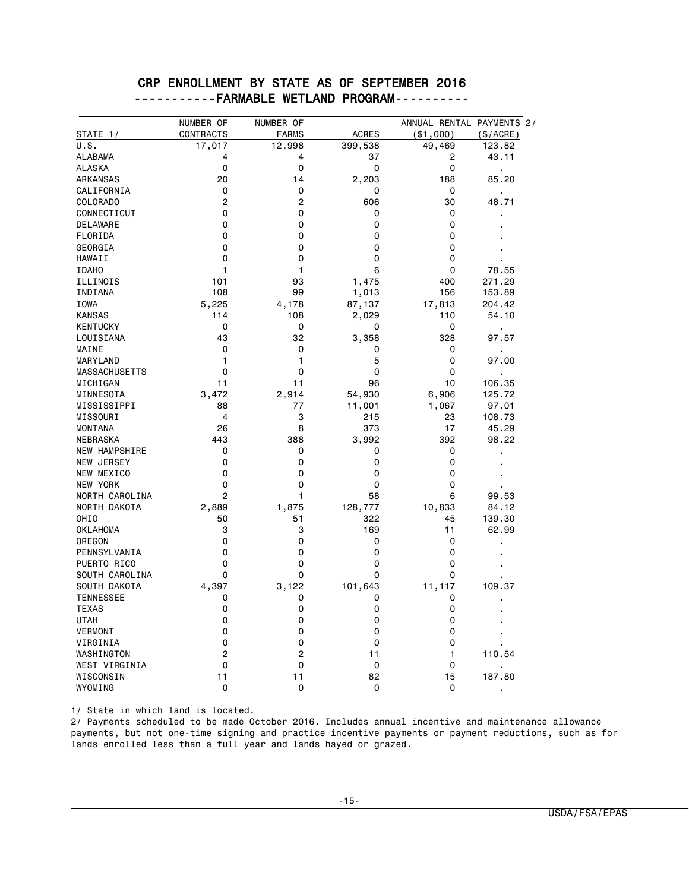# CRP ENROLLMENT BY STATE AS OF SEPTEMBER 2016

## -----------FARMABLE WETLAND PROGRAM----------

| STATE 1/ | NUMBER OF CONTRACTS | NUMBER OF FARMS | ACRES | ANNUAL RENTAL PAYMENTS 2/ ($1,000) | ($/ACRE) |
|---|---|---|---|---|---|
| U.S. | 17,017 | 12,998 | 399,538 | 49,469 | 123.82 |
| ALABAMA | 4 | 4 | 37 | 2 | 43.11 |
| ALASKA | 0 | 0 | 0 | 0 | . |
| ARKANSAS | 20 | 14 | 2,203 | 188 | 85.20 |
| CALIFORNIA | 0 | 0 | 0 | 0 | . |
| COLORADO | 2 | 2 | 606 | 30 | 48.71 |
| CONNECTICUT | 0 | 0 | 0 | 0 | . |
| DELAWARE | 0 | 0 | 0 | 0 | . |
| FLORIDA | 0 | 0 | 0 | 0 | . |
| GEORGIA | 0 | 0 | 0 | 0 | . |
| HAWAII | 0 | 0 | 0 | 0 | . |
| IDAHO | 1 | 1 | 6 | 0 | 78.55 |
| ILLINOIS | 101 | 93 | 1,475 | 400 | 271.29 |
| INDIANA | 108 | 99 | 1,013 | 156 | 153.89 |
| IOWA | 5,225 | 4,178 | 87,137 | 17,813 | 204.42 |
| KANSAS | 114 | 108 | 2,029 | 110 | 54.10 |
| KENTUCKY | 0 | 0 | 0 | 0 | . |
| LOUISIANA | 43 | 32 | 3,358 | 328 | 97.57 |
| MAINE | 0 | 0 | 0 | 0 | . |
| MARYLAND | 1 | 1 | 5 | 0 | 97.00 |
| MASSACHUSETTS | 0 | 0 | 0 | 0 | . |
| MICHIGAN | 11 | 11 | 96 | 10 | 106.35 |
| MINNESOTA | 3,472 | 2,914 | 54,930 | 6,906 | 125.72 |
| MISSISSIPPI | 88 | 77 | 11,001 | 1,067 | 97.01 |
| MISSOURI | 4 | 3 | 215 | 23 | 108.73 |
| MONTANA | 26 | 8 | 373 | 17 | 45.29 |
| NEBRASKA | 443 | 388 | 3,992 | 392 | 98.22 |
| NEW HAMPSHIRE | 0 | 0 | 0 | 0 | . |
| NEW JERSEY | 0 | 0 | 0 | 0 | . |
| NEW MEXICO | 0 | 0 | 0 | 0 | . |
| NEW YORK | 0 | 0 | 0 | 0 | . |
| NORTH CAROLINA | 2 | 1 | 58 | 6 | 99.53 |
| NORTH DAKOTA | 2,889 | 1,875 | 128,777 | 10,833 | 84.12 |
| OHIO | 50 | 51 | 322 | 45 | 139.30 |
| OKLAHOMA | 3 | 3 | 169 | 11 | 62.99 |
| OREGON | 0 | 0 | 0 | 0 | . |
| PENNSYLVANIA | 0 | 0 | 0 | 0 | . |
| PUERTO RICO | 0 | 0 | 0 | 0 | . |
| SOUTH CAROLINA | 0 | 0 | 0 | 0 | . |
| SOUTH DAKOTA | 4,397 | 3,122 | 101,643 | 11,117 | 109.37 |
| TENNESSEE | 0 | 0 | 0 | 0 | . |
| TEXAS | 0 | 0 | 0 | 0 | . |
| UTAH | 0 | 0 | 0 | 0 | . |
| VERMONT | 0 | 0 | 0 | 0 | . |
| VIRGINIA | 0 | 0 | 0 | 0 | . |
| WASHINGTON | 2 | 2 | 11 | 1 | 110.54 |
| WEST VIRGINIA | 0 | 0 | 0 | 0 | . |
| WISCONSIN | 11 | 11 | 82 | 15 | 187.80 |
| WYOMING | 0 | 0 | 0 | 0 | . |

1/ State in which land is located.

2/ Payments scheduled to be made October 2016. Includes annual incentive and maintenance allowance payments, but not one-time signing and practice incentive payments or payment reductions, such as for lands enrolled less than a full year and lands hayed or grazed.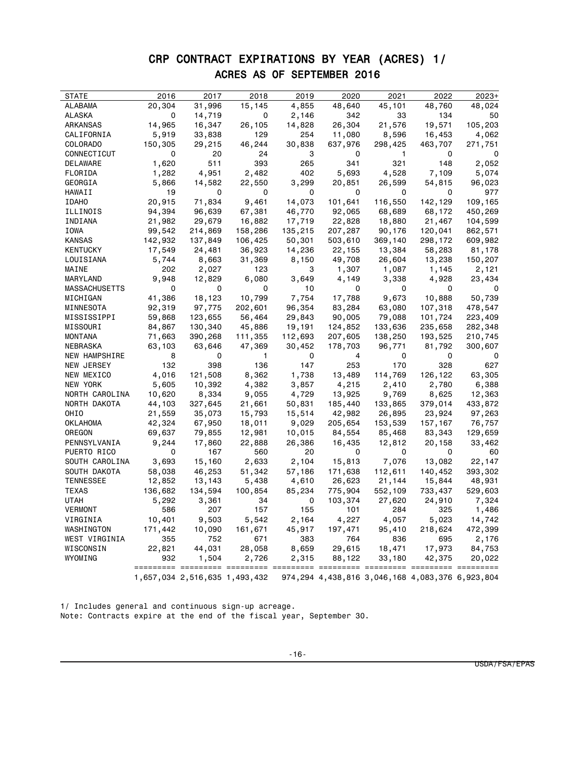# CRP CONTRACT EXPIRATIONS BY YEAR (ACRES) 1/

## ACRES AS OF SEPTEMBER 2016

| STATE | 2016 | 2017 | 2018 | 2019 | 2020 | 2021 | 2022 | 2023+ |
|---|---|---|---|---|---|---|---|---|
| ALABAMA | 20,304 | 31,996 | 15,145 | 4,855 | 48,640 | 45,101 | 48,760 | 48,024 |
| ALASKA | 0 | 14,719 | 0 | 2,146 | 342 | 33 | 134 | 50 |
| ARKANSAS | 14,965 | 16,347 | 26,105 | 14,828 | 26,304 | 21,576 | 19,571 | 105,203 |
| CALIFORNIA | 5,919 | 33,838 | 129 | 254 | 11,080 | 8,596 | 16,453 | 4,062 |
| COLORADO | 150,305 | 29,215 | 46,244 | 30,838 | 637,976 | 298,425 | 463,707 | 271,751 |
| CONNECTICUT | 0 | 20 | 24 | 3 | 0 | 1 | 0 | 0 |
| DELAWARE | 1,620 | 511 | 393 | 265 | 341 | 321 | 148 | 2,052 |
| FLORIDA | 1,282 | 4,951 | 2,482 | 402 | 5,693 | 4,528 | 7,109 | 5,074 |
| GEORGIA | 5,866 | 14,582 | 22,550 | 3,299 | 20,851 | 26,599 | 54,815 | 96,023 |
| HAWAII | 19 | 0 | 0 | 0 | 0 | 0 | 0 | 977 |
| IDAHO | 20,915 | 71,834 | 9,461 | 14,073 | 101,641 | 116,550 | 142,129 | 109,165 |
| ILLINOIS | 94,394 | 96,639 | 67,381 | 46,770 | 92,065 | 68,689 | 68,172 | 450,269 |
| INDIANA | 21,982 | 29,679 | 16,882 | 17,719 | 22,828 | 18,880 | 21,467 | 104,599 |
| IOWA | 99,542 | 214,869 | 158,286 | 135,215 | 207,287 | 90,176 | 120,041 | 862,571 |
| KANSAS | 142,932 | 137,849 | 106,425 | 50,301 | 503,610 | 369,140 | 298,172 | 609,982 |
| KENTUCKY | 17,549 | 24,481 | 36,923 | 14,236 | 22,155 | 13,384 | 58,283 | 81,178 |
| LOUISIANA | 5,744 | 8,663 | 31,369 | 8,150 | 49,708 | 26,604 | 13,238 | 150,207 |
| MAINE | 202 | 2,027 | 123 | 3 | 1,307 | 1,087 | 1,145 | 2,121 |
| MARYLAND | 9,948 | 12,829 | 6,080 | 3,649 | 4,149 | 3,338 | 4,928 | 23,434 |
| MASSACHUSETTS | 0 | 0 | 0 | 10 | 0 | 0 | 0 | 0 |
| MICHIGAN | 41,386 | 18,123 | 10,799 | 7,754 | 17,788 | 9,673 | 10,888 | 50,739 |
| MINNESOTA | 92,319 | 97,775 | 202,601 | 96,354 | 83,284 | 63,080 | 107,318 | 478,547 |
| MISSISSIPPI | 59,868 | 123,655 | 56,464 | 29,843 | 90,005 | 79,088 | 101,724 | 223,409 |
| MISSOURI | 84,867 | 130,340 | 45,886 | 19,191 | 124,852 | 133,636 | 235,658 | 282,348 |
| MONTANA | 71,663 | 390,268 | 111,355 | 112,693 | 207,605 | 138,250 | 193,525 | 210,745 |
| NEBRASKA | 63,103 | 63,646 | 47,369 | 30,452 | 178,703 | 96,771 | 81,792 | 300,607 |
| NEW HAMPSHIRE | 8 | 0 | 1 | 0 | 4 | 0 | 0 | 0 |
| NEW JERSEY | 132 | 398 | 136 | 147 | 253 | 170 | 328 | 627 |
| NEW MEXICO | 4,016 | 121,508 | 8,362 | 1,738 | 13,489 | 114,769 | 126,122 | 63,305 |
| NEW YORK | 5,605 | 10,392 | 4,382 | 3,857 | 4,215 | 2,410 | 2,780 | 6,388 |
| NORTH CAROLINA | 10,620 | 8,334 | 9,055 | 4,729 | 13,925 | 9,769 | 8,625 | 12,363 |
| NORTH DAKOTA | 44,103 | 327,645 | 21,661 | 50,831 | 185,440 | 133,865 | 379,014 | 433,872 |
| OHIO | 21,559 | 35,073 | 15,793 | 15,514 | 42,982 | 26,895 | 23,924 | 97,263 |
| OKLAHOMA | 42,324 | 67,950 | 18,011 | 9,029 | 205,654 | 153,539 | 157,167 | 76,757 |
| OREGON | 69,637 | 79,855 | 12,981 | 10,015 | 84,554 | 85,468 | 83,343 | 129,659 |
| PENNSYLVANIA | 9,244 | 17,860 | 22,888 | 26,386 | 16,435 | 12,812 | 20,158 | 33,462 |
| PUERTO RICO | 0 | 167 | 560 | 20 | 0 | 0 | 0 | 60 |
| SOUTH CAROLINA | 3,693 | 15,160 | 2,633 | 2,104 | 15,813 | 7,076 | 13,082 | 22,147 |
| SOUTH DAKOTA | 58,038 | 46,253 | 51,342 | 57,186 | 171,638 | 112,611 | 140,452 | 393,302 |
| TENNESSEE | 12,852 | 13,143 | 5,438 | 4,610 | 26,623 | 21,144 | 15,844 | 48,931 |
| TEXAS | 136,682 | 134,594 | 100,854 | 85,234 | 775,904 | 552,109 | 733,437 | 529,603 |
| UTAH | 5,292 | 3,361 | 34 | 0 | 103,374 | 27,620 | 24,910 | 7,324 |
| VERMONT | 586 | 207 | 157 | 155 | 101 | 284 | 325 | 1,486 |
| VIRGINIA | 10,401 | 9,503 | 5,542 | 2,164 | 4,227 | 4,057 | 5,023 | 14,742 |
| WASHINGTON | 171,442 | 10,090 | 161,671 | 45,917 | 197,471 | 95,410 | 218,624 | 472,399 |
| WEST VIRGINIA | 355 | 752 | 671 | 383 | 764 | 836 | 695 | 2,176 |
| WISCONSIN | 22,821 | 44,031 | 28,058 | 8,659 | 29,615 | 18,471 | 17,973 | 84,753 |
| WYOMING | 932 | 1,504 | 2,726 | 2,315 | 88,122 | 33,180 | 42,375 | 20,022 |
| | 1,657,034 | 2,516,635 | 1,493,432 | 974,294 | 4,438,816 | 3,046,168 | 4,083,376 | 6,923,804 |

1/ Includes general and continuous sign-up acreage.
Note: Contracts expire at the end of the fiscal year, September 30.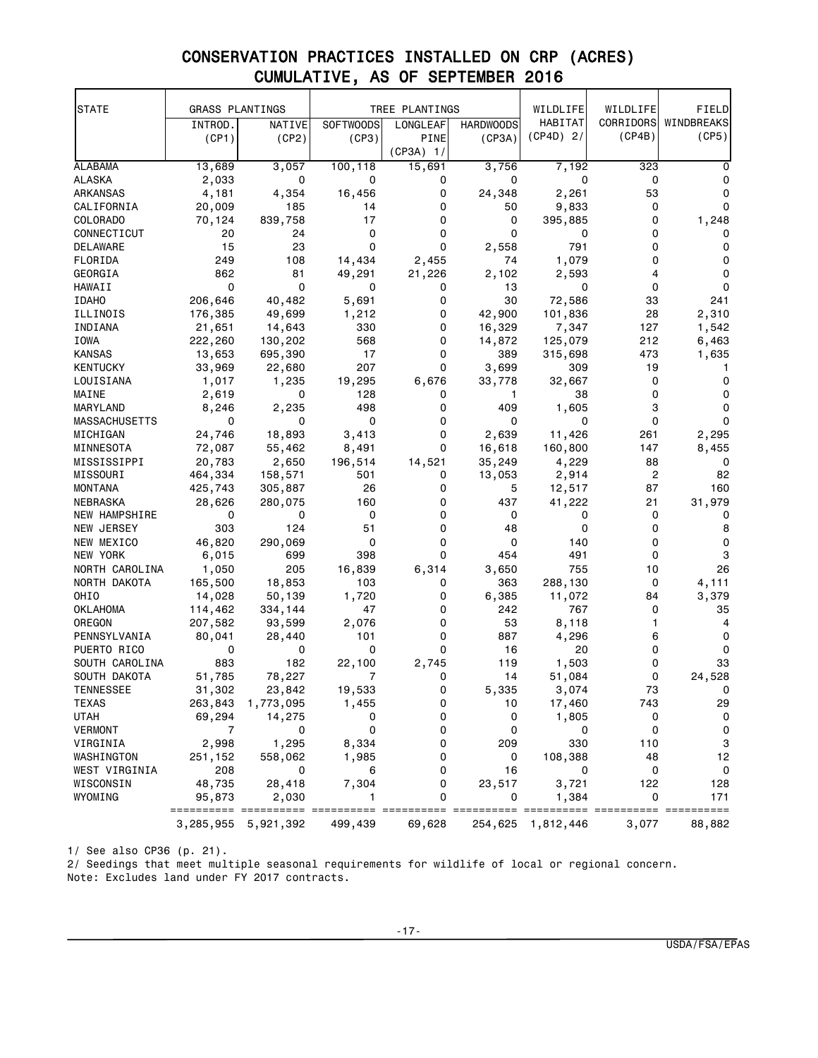# CONSERVATION PRACTICES INSTALLED ON CRP (ACRES)
## CUMULATIVE, AS OF SEPTEMBER 2016

| STATE | GRASS PLANTINGS | | TREE PLANTINGS | | | WILDLIFE HABITAT (CP4D) 2/ | WILDLIFE CORRIDORS (CP4B) | FIELD WINDBREAKS (CP5) |
|---|---|---|---|---|---|---|---|---|
| | INTROD. (CP1) | NATIVE (CP2) | SOFTWOODS (CP3) | LONGLEAF PINE (CP3A) 1/ | HARDWOODS (CP3A) | | | |
| ALABAMA | 13,689 | 3,057 | 100,118 | 15,691 | 3,756 | 7,192 | 323 | 0 |
| ALASKA | 2,033 | 0 | 0 | 0 | 0 | 0 | 0 | 0 |
| ARKANSAS | 4,181 | 4,354 | 16,456 | 0 | 24,348 | 2,261 | 53 | 0 |
| CALIFORNIA | 20,009 | 185 | 14 | 0 | 50 | 9,833 | 0 | 0 |
| COLORADO | 70,124 | 839,758 | 17 | 0 | 0 | 395,885 | 0 | 1,248 |
| CONNECTICUT | 20 | 24 | 0 | 0 | 0 | 0 | 0 | 0 |
| DELAWARE | 15 | 23 | 0 | 0 | 2,558 | 791 | 0 | 0 |
| FLORIDA | 249 | 108 | 14,434 | 2,455 | 74 | 1,079 | 0 | 0 |
| GEORGIA | 862 | 81 | 49,291 | 21,226 | 2,102 | 2,593 | 4 | 0 |
| HAWAII | 0 | 0 | 0 | 0 | 13 | 0 | 0 | 0 |
| IDAHO | 206,646 | 40,482 | 5,691 | 0 | 30 | 72,586 | 33 | 241 |
| ILLINOIS | 176,385 | 49,699 | 1,212 | 0 | 42,900 | 101,836 | 28 | 2,310 |
| INDIANA | 21,651 | 14,643 | 330 | 0 | 16,329 | 7,347 | 127 | 1,542 |
| IOWA | 222,260 | 130,202 | 568 | 0 | 14,872 | 125,079 | 212 | 6,463 |
| KANSAS | 13,653 | 695,390 | 17 | 0 | 389 | 315,698 | 473 | 1,635 |
| KENTUCKY | 33,969 | 22,680 | 207 | 0 | 3,699 | 309 | 19 | 1 |
| LOUISIANA | 1,017 | 1,235 | 19,295 | 6,676 | 33,778 | 32,667 | 0 | 0 |
| MAINE | 2,619 | 0 | 128 | 0 | 1 | 38 | 0 | 0 |
| MARYLAND | 8,246 | 2,235 | 498 | 0 | 409 | 1,605 | 3 | 0 |
| MASSACHUSETTS | 0 | 0 | 0 | 0 | 0 | 0 | 0 | 0 |
| MICHIGAN | 24,746 | 18,893 | 3,413 | 0 | 2,639 | 11,426 | 261 | 2,295 |
| MINNESOTA | 72,087 | 55,462 | 8,491 | 0 | 16,618 | 160,800 | 147 | 8,455 |
| MISSISSIPPI | 20,783 | 2,650 | 196,514 | 14,521 | 35,249 | 4,229 | 88 | 0 |
| MISSOURI | 464,334 | 158,571 | 501 | 0 | 13,053 | 2,914 | 2 | 82 |
| MONTANA | 425,743 | 305,887 | 26 | 0 | 5 | 12,517 | 87 | 160 |
| NEBRASKA | 28,626 | 280,075 | 160 | 0 | 437 | 41,222 | 21 | 31,979 |
| NEW HAMPSHIRE | 0 | 0 | 0 | 0 | 0 | 0 | 0 | 0 |
| NEW JERSEY | 303 | 124 | 51 | 0 | 48 | 0 | 0 | 8 |
| NEW MEXICO | 46,820 | 290,069 | 0 | 0 | 0 | 140 | 0 | 0 |
| NEW YORK | 6,015 | 699 | 398 | 0 | 454 | 491 | 0 | 3 |
| NORTH CAROLINA | 1,050 | 205 | 16,839 | 6,314 | 3,650 | 755 | 10 | 26 |
| NORTH DAKOTA | 165,500 | 18,853 | 103 | 0 | 363 | 288,130 | 0 | 4,111 |
| OHIO | 14,028 | 50,139 | 1,720 | 0 | 6,385 | 11,072 | 84 | 3,379 |
| OKLAHOMA | 114,462 | 334,144 | 47 | 0 | 242 | 767 | 0 | 35 |
| OREGON | 207,582 | 93,599 | 2,076 | 0 | 53 | 8,118 | 1 | 4 |
| PENNSYLVANIA | 80,041 | 28,440 | 101 | 0 | 887 | 4,296 | 6 | 0 |
| PUERTO RICO | 0 | 0 | 0 | 0 | 16 | 20 | 0 | 0 |
| SOUTH CAROLINA | 883 | 182 | 22,100 | 2,745 | 119 | 1,503 | 0 | 33 |
| SOUTH DAKOTA | 51,785 | 78,227 | 7 | 0 | 14 | 51,084 | 0 | 24,528 |
| TENNESSEE | 31,302 | 23,842 | 19,533 | 0 | 5,335 | 3,074 | 73 | 0 |
| TEXAS | 263,843 | 1,773,095 | 1,455 | 0 | 10 | 17,460 | 743 | 29 |
| UTAH | 69,294 | 14,275 | 0 | 0 | 0 | 1,805 | 0 | 0 |
| VERMONT | 7 | 0 | 0 | 0 | 0 | 0 | 0 | 0 |
| VIRGINIA | 2,998 | 1,295 | 8,334 | 0 | 209 | 330 | 110 | 3 |
| WASHINGTON | 251,152 | 558,062 | 1,985 | 0 | 0 | 108,388 | 48 | 12 |
| WEST VIRGINIA | 208 | 0 | 6 | 0 | 16 | 0 | 0 | 0 |
| WISCONSIN | 48,735 | 28,418 | 7,304 | 0 | 23,517 | 3,721 | 122 | 128 |
| WYOMING | 95,873 | 2,030 | 1 | 0 | 0 | 1,384 | 0 | 171 |
| | 3,285,955 | 5,921,392 | 499,439 | 69,628 | 254,625 | 1,812,446 | 3,077 | 88,882 |

1/ See also CP36 (p. 21).
2/ Seedings that meet multiple seasonal requirements for wildlife of local or regional concern.
Note: Excludes land under FY 2017 contracts.

USDA/FSA/EPAS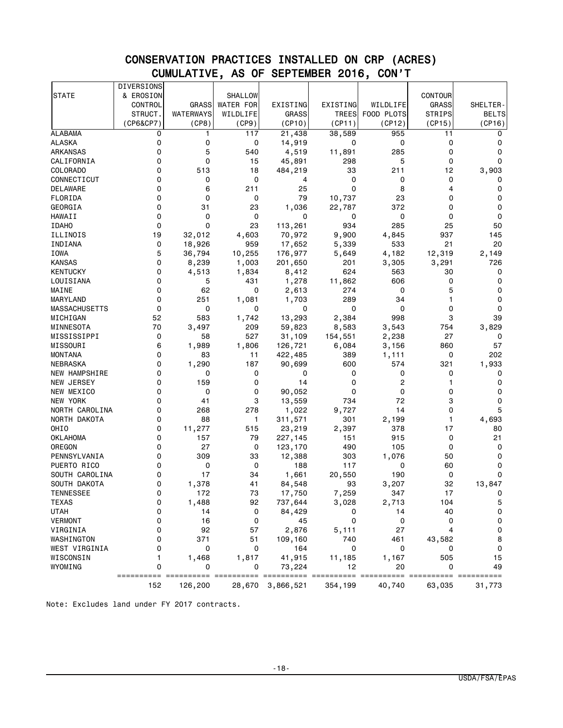## CONSERVATION PRACTICES INSTALLED ON CRP (ACRES)
## CUMULATIVE, AS OF SEPTEMBER 2016, CON'T

| STATE | DIVERSIONS & EROSION CONTROL STRUCT. (CP6&CP7) | GRASS WATERWAYS (CP8) | SHALLOW WATER FOR WILDLIFE (CP9) | EXISTING GRASS (CP10) | EXISTING TREES (CP11) | WILDLIFE FOOD PLOTS (CP12) | CONTOUR GRASS STRIPS (CP15) | SHELTER-BELTS (CP16) |
|---|---|---|---|---|---|---|---|---|
| ALABAMA | 0 | 1 | 117 | 21,438 | 38,589 | 955 | 11 | 0 |
| ALASKA | 0 | 0 | 0 | 14,919 | 0 | 0 | 0 | 0 |
| ARKANSAS | 0 | 5 | 540 | 4,519 | 11,891 | 285 | 0 | 0 |
| CALIFORNIA | 0 | 0 | 15 | 45,891 | 298 | 5 | 0 | 0 |
| COLORADO | 0 | 513 | 18 | 484,219 | 33 | 211 | 12 | 3,903 |
| CONNECTICUT | 0 | 0 | 0 | 4 | 0 | 0 | 0 | 0 |
| DELAWARE | 0 | 6 | 211 | 25 | 0 | 8 | 4 | 0 |
| FLORIDA | 0 | 0 | 0 | 79 | 10,737 | 23 | 0 | 0 |
| GEORGIA | 0 | 31 | 23 | 1,036 | 22,787 | 372 | 0 | 0 |
| HAWAII | 0 | 0 | 0 | 0 | 0 | 0 | 0 | 0 |
| IDAHO | 0 | 0 | 23 | 113,261 | 934 | 285 | 25 | 50 |
| ILLINOIS | 19 | 32,012 | 4,603 | 70,972 | 9,900 | 4,845 | 937 | 145 |
| INDIANA | 0 | 18,926 | 959 | 17,652 | 5,339 | 533 | 21 | 20 |
| IOWA | 5 | 36,794 | 10,255 | 176,977 | 5,649 | 4,182 | 12,319 | 2,149 |
| KANSAS | 0 | 8,239 | 1,003 | 201,650 | 201 | 3,305 | 3,291 | 726 |
| KENTUCKY | 0 | 4,513 | 1,834 | 8,412 | 624 | 563 | 30 | 0 |
| LOUISIANA | 0 | 5 | 431 | 1,278 | 11,862 | 606 | 0 | 0 |
| MAINE | 0 | 62 | 0 | 2,613 | 274 | 0 | 5 | 0 |
| MARYLAND | 0 | 251 | 1,081 | 1,703 | 289 | 34 | 1 | 0 |
| MASSACHUSETTS | 0 | 0 | 0 | 0 | 0 | 0 | 0 | 0 |
| MICHIGAN | 52 | 583 | 1,742 | 13,293 | 2,384 | 998 | 3 | 39 |
| MINNESOTA | 70 | 3,497 | 209 | 59,823 | 8,583 | 3,543 | 754 | 3,829 |
| MISSISSIPPI | 0 | 58 | 527 | 31,109 | 154,551 | 2,238 | 27 | 0 |
| MISSOURI | 6 | 1,989 | 1,806 | 126,721 | 6,084 | 3,156 | 860 | 57 |
| MONTANA | 0 | 83 | 11 | 422,485 | 389 | 1,111 | 0 | 202 |
| NEBRASKA | 0 | 1,290 | 187 | 90,699 | 600 | 574 | 321 | 1,933 |
| NEW HAMPSHIRE | 0 | 0 | 0 | 0 | 0 | 0 | 0 | 0 |
| NEW JERSEY | 0 | 159 | 0 | 14 | 0 | 2 | 1 | 0 |
| NEW MEXICO | 0 | 0 | 0 | 90,052 | 0 | 0 | 0 | 0 |
| NEW YORK | 0 | 41 | 3 | 13,559 | 734 | 72 | 3 | 0 |
| NORTH CAROLINA | 0 | 268 | 278 | 1,022 | 9,727 | 14 | 0 | 5 |
| NORTH DAKOTA | 0 | 88 | 1 | 311,571 | 301 | 2,199 | 1 | 4,693 |
| OHIO | 0 | 11,277 | 515 | 23,219 | 2,397 | 378 | 17 | 80 |
| OKLAHOMA | 0 | 157 | 79 | 227,145 | 151 | 915 | 0 | 21 |
| OREGON | 0 | 27 | 0 | 123,170 | 490 | 105 | 0 | 0 |
| PENNSYLVANIA | 0 | 309 | 33 | 12,388 | 303 | 1,076 | 50 | 0 |
| PUERTO RICO | 0 | 0 | 0 | 188 | 117 | 0 | 60 | 0 |
| SOUTH CAROLINA | 0 | 17 | 34 | 1,661 | 20,550 | 190 | 0 | 0 |
| SOUTH DAKOTA | 0 | 1,378 | 41 | 84,548 | 93 | 3,207 | 32 | 13,847 |
| TENNESSEE | 0 | 172 | 73 | 17,750 | 7,259 | 347 | 17 | 0 |
| TEXAS | 0 | 1,488 | 92 | 737,644 | 3,028 | 2,713 | 104 | 5 |
| UTAH | 0 | 14 | 0 | 84,429 | 0 | 14 | 40 | 0 |
| VERMONT | 0 | 16 | 0 | 45 | 0 | 0 | 0 | 0 |
| VIRGINIA | 0 | 92 | 57 | 2,876 | 5,111 | 27 | 4 | 0 |
| WASHINGTON | 0 | 371 | 51 | 109,160 | 740 | 461 | 43,582 | 8 |
| WEST VIRGINIA | 0 | 0 | 0 | 164 | 0 | 0 | 0 | 0 |
| WISCONSIN | 1 | 1,468 | 1,817 | 41,915 | 11,185 | 1,167 | 505 | 15 |
| WYOMING | 0 | 0 | 0 | 73,224 | 12 | 20 | 0 | 49 |
| | 152 | 126,200 | 28,670 | 3,866,521 | 354,199 | 40,740 | 63,035 | 31,773 |

Note: Excludes land under FY 2017 contracts.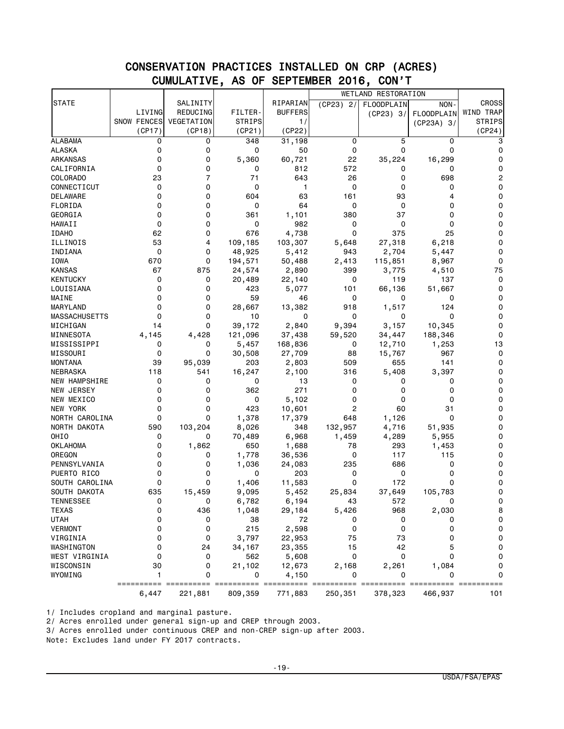## CONSERVATION PRACTICES INSTALLED ON CRP (ACRES)
## CUMULATIVE, AS OF SEPTEMBER 2016, CON'T

| STATE | LIVING SNOW FENCES (CP17) | SALINITY REDUCING VEGETATION (CP18) | FILTER-STRIPS (CP21) | RIPARIAN BUFFERS 1/ (CP22) | WETLAND RESTORATION (CP23) 2/ | WETLAND RESTORATION FLOODPLAIN (CP23) 3/ | WETLAND RESTORATION NON-FLOODPLAIN (CP23A) 3/ | CROSS WIND TRAP STRIPS (CP24) |
|---|---|---|---|---|---|---|---|---|
| ALABAMA | 0 | 0 | 348 | 31,198 | 0 | 5 | 0 | 3 |
| ALASKA | 0 | 0 | 0 | 50 | 0 | 0 | 0 | 0 |
| ARKANSAS | 0 | 0 | 5,360 | 60,721 | 22 | 35,224 | 16,299 | 0 |
| CALIFORNIA | 0 | 0 | 0 | 812 | 572 | 0 | 0 | 0 |
| COLORADO | 23 | 7 | 71 | 643 | 26 | 0 | 698 | 2 |
| CONNECTICUT | 0 | 0 | 0 | 1 | 0 | 0 | 0 | 0 |
| DELAWARE | 0 | 0 | 604 | 63 | 161 | 93 | 4 | 0 |
| FLORIDA | 0 | 0 | 0 | 64 | 0 | 0 | 0 | 0 |
| GEORGIA | 0 | 0 | 361 | 1,101 | 380 | 37 | 0 | 0 |
| HAWAII | 0 | 0 | 0 | 982 | 0 | 0 | 0 | 0 |
| IDAHO | 62 | 0 | 676 | 4,738 | 0 | 375 | 25 | 0 |
| ILLINOIS | 53 | 4 | 109,185 | 103,307 | 5,648 | 27,318 | 6,218 | 0 |
| INDIANA | 0 | 0 | 48,925 | 5,412 | 943 | 2,704 | 5,447 | 0 |
| IOWA | 670 | 0 | 194,571 | 50,488 | 2,413 | 115,851 | 8,967 | 0 |
| KANSAS | 67 | 875 | 24,574 | 2,890 | 399 | 3,775 | 4,510 | 75 |
| KENTUCKY | 0 | 0 | 20,489 | 22,140 | 0 | 119 | 137 | 0 |
| LOUISIANA | 0 | 0 | 423 | 5,077 | 101 | 66,136 | 51,667 | 0 |
| MAINE | 0 | 0 | 59 | 46 | 0 | 0 | 0 | 0 |
| MARYLAND | 0 | 0 | 28,667 | 13,382 | 918 | 1,517 | 124 | 0 |
| MASSACHUSETTS | 0 | 0 | 10 | 0 | 0 | 0 | 0 | 0 |
| MICHIGAN | 14 | 0 | 39,172 | 2,840 | 9,394 | 3,157 | 10,345 | 0 |
| MINNESOTA | 4,145 | 4,428 | 121,096 | 37,438 | 59,520 | 34,447 | 188,346 | 0 |
| MISSISSIPPI | 0 | 0 | 5,457 | 168,836 | 0 | 12,710 | 1,253 | 13 |
| MISSOURI | 0 | 0 | 30,508 | 27,709 | 88 | 15,767 | 967 | 0 |
| MONTANA | 39 | 95,039 | 203 | 2,803 | 509 | 655 | 141 | 0 |
| NEBRASKA | 118 | 541 | 16,247 | 2,100 | 316 | 5,408 | 3,397 | 0 |
| NEW HAMPSHIRE | 0 | 0 | 0 | 13 | 0 | 0 | 0 | 0 |
| NEW JERSEY | 0 | 0 | 362 | 271 | 0 | 0 | 0 | 0 |
| NEW MEXICO | 0 | 0 | 0 | 5,102 | 0 | 0 | 0 | 0 |
| NEW YORK | 0 | 0 | 423 | 10,601 | 2 | 60 | 31 | 0 |
| NORTH CAROLINA | 0 | 0 | 1,378 | 17,379 | 648 | 1,126 | 0 | 0 |
| NORTH DAKOTA | 590 | 103,204 | 8,026 | 348 | 132,957 | 4,716 | 51,935 | 0 |
| OHIO | 0 | 0 | 70,489 | 6,968 | 1,459 | 4,289 | 5,955 | 0 |
| OKLAHOMA | 0 | 1,862 | 650 | 1,688 | 78 | 293 | 1,453 | 0 |
| OREGON | 0 | 0 | 1,778 | 36,536 | 0 | 117 | 115 | 0 |
| PENNSYLVANIA | 0 | 0 | 1,036 | 24,083 | 235 | 686 | 0 | 0 |
| PUERTO RICO | 0 | 0 | 0 | 203 | 0 | 0 | 0 | 0 |
| SOUTH CAROLINA | 0 | 0 | 1,406 | 11,583 | 0 | 172 | 0 | 0 |
| SOUTH DAKOTA | 635 | 15,459 | 9,095 | 5,452 | 25,834 | 37,649 | 105,783 | 0 |
| TENNESSEE | 0 | 0 | 6,782 | 6,194 | 43 | 572 | 0 | 0 |
| TEXAS | 0 | 436 | 1,048 | 29,184 | 5,426 | 968 | 2,030 | 8 |
| UTAH | 0 | 0 | 38 | 72 | 0 | 0 | 0 | 0 |
| VERMONT | 0 | 0 | 215 | 2,598 | 0 | 0 | 0 | 0 |
| VIRGINIA | 0 | 0 | 3,797 | 22,953 | 75 | 73 | 0 | 0 |
| WASHINGTON | 0 | 24 | 34,167 | 23,355 | 15 | 42 | 5 | 0 |
| WEST VIRGINIA | 0 | 0 | 562 | 5,608 | 0 | 0 | 0 | 0 |
| WISCONSIN | 30 | 0 | 21,102 | 12,673 | 2,168 | 2,261 | 1,084 | 0 |
| WYOMING | 1 | 0 | 0 | 4,150 | 0 | 0 | 0 | 0 |
| | 6,447 | 221,881 | 809,359 | 771,883 | 250,351 | 378,323 | 466,937 | 101 |

1/ Includes cropland and marginal pasture.
2/ Acres enrolled under general sign-up and CREP through 2003.
3/ Acres enrolled under continuous CREP and non-CREP sign-up after 2003.
Note: Excludes land under FY 2017 contracts.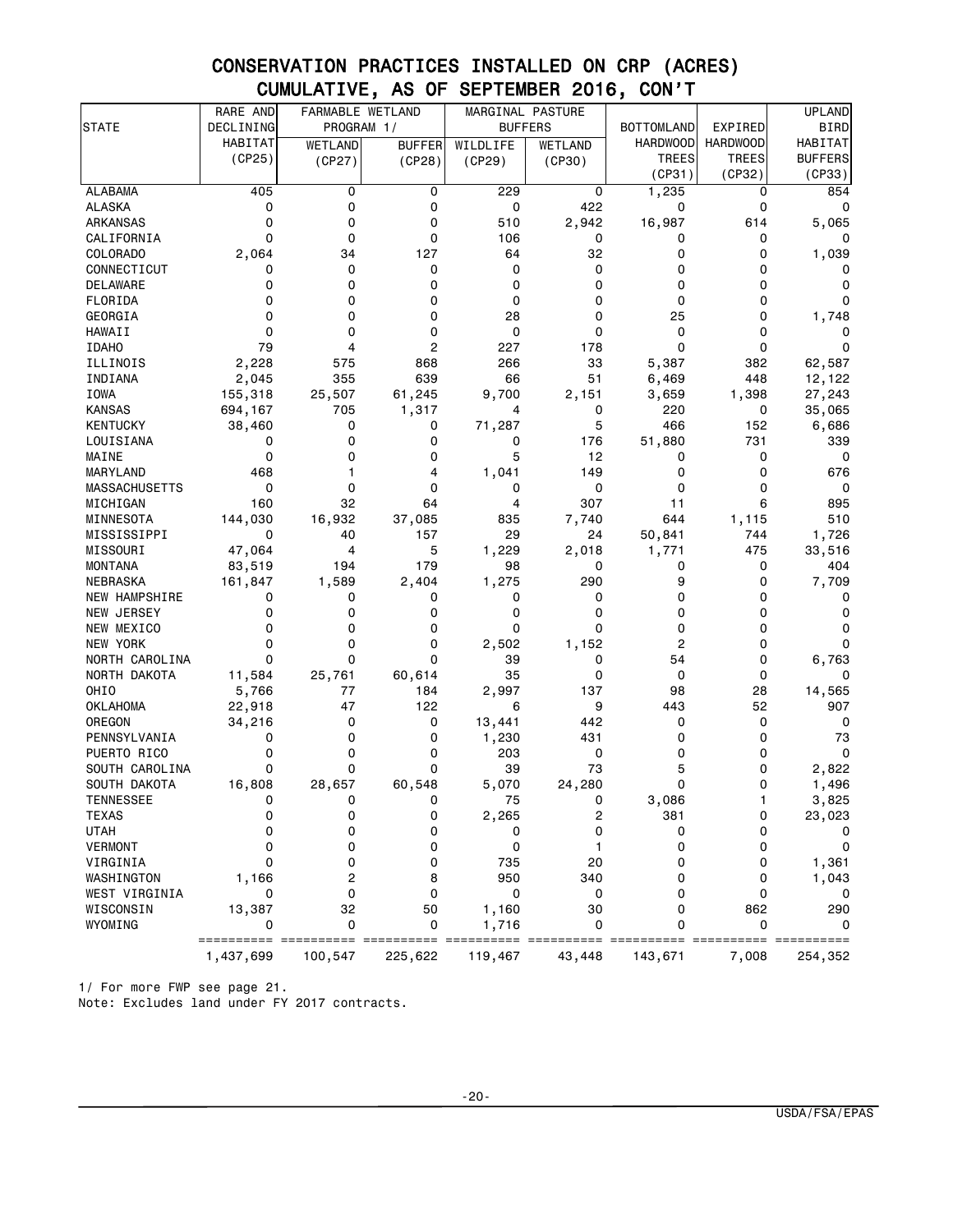# CONSERVATION PRACTICES INSTALLED ON CRP (ACRES)
## CUMULATIVE, AS OF SEPTEMBER 2016, CON'T

| STATE | RARE AND DECLINING HABITAT (CP25) | FARMABLE WETLAND PROGRAM 1/ | | MARGINAL PASTURE BUFFERS | | BOTTOMLAND HARDWOOD TREES (CP31) | EXPIRED HARDWOOD TREES (CP32) | UPLAND BIRD HABITAT BUFFERS (CP33) |
|---|---|---|---|---|---|---|---|---|
| | | WETLAND (CP27) | BUFFER (CP28) | WILDLIFE (CP29) | WETLAND (CP30) | | | |
| ALABAMA | 405 | 0 | 0 | 229 | 0 | 1,235 | 0 | 854 |
| ALASKA | 0 | 0 | 0 | 0 | 422 | 0 | 0 | 0 |
| ARKANSAS | 0 | 0 | 0 | 510 | 2,942 | 16,987 | 614 | 5,065 |
| CALIFORNIA | 0 | 0 | 0 | 106 | 0 | 0 | 0 | 0 |
| COLORADO | 2,064 | 34 | 127 | 64 | 32 | 0 | 0 | 1,039 |
| CONNECTICUT | 0 | 0 | 0 | 0 | 0 | 0 | 0 | 0 |
| DELAWARE | 0 | 0 | 0 | 0 | 0 | 0 | 0 | 0 |
| FLORIDA | 0 | 0 | 0 | 0 | 0 | 0 | 0 | 0 |
| GEORGIA | 0 | 0 | 0 | 28 | 0 | 25 | 0 | 1,748 |
| HAWAII | 0 | 0 | 0 | 0 | 0 | 0 | 0 | 0 |
| IDAHO | 79 | 4 | 2 | 227 | 178 | 0 | 0 | 0 |
| ILLINOIS | 2,228 | 575 | 868 | 266 | 33 | 5,387 | 382 | 62,587 |
| INDIANA | 2,045 | 355 | 639 | 66 | 51 | 6,469 | 448 | 12,122 |
| IOWA | 155,318 | 25,507 | 61,245 | 9,700 | 2,151 | 3,659 | 1,398 | 27,243 |
| KANSAS | 694,167 | 705 | 1,317 | 4 | 0 | 220 | 0 | 35,065 |
| KENTUCKY | 38,460 | 0 | 0 | 71,287 | 5 | 466 | 152 | 6,686 |
| LOUISIANA | 0 | 0 | 0 | 0 | 176 | 51,880 | 731 | 339 |
| MAINE | 0 | 0 | 0 | 5 | 12 | 0 | 0 | 0 |
| MARYLAND | 468 | 1 | 4 | 1,041 | 149 | 0 | 0 | 676 |
| MASSACHUSETTS | 0 | 0 | 0 | 0 | 0 | 0 | 0 | 0 |
| MICHIGAN | 160 | 32 | 64 | 4 | 307 | 11 | 6 | 895 |
| MINNESOTA | 144,030 | 16,932 | 37,085 | 835 | 7,740 | 644 | 1,115 | 510 |
| MISSISSIPPI | 0 | 40 | 157 | 29 | 24 | 50,841 | 744 | 1,726 |
| MISSOURI | 47,064 | 4 | 5 | 1,229 | 2,018 | 1,771 | 475 | 33,516 |
| MONTANA | 83,519 | 194 | 179 | 98 | 0 | 0 | 0 | 404 |
| NEBRASKA | 161,847 | 1,589 | 2,404 | 1,275 | 290 | 9 | 0 | 7,709 |
| NEW HAMPSHIRE | 0 | 0 | 0 | 0 | 0 | 0 | 0 | 0 |
| NEW JERSEY | 0 | 0 | 0 | 0 | 0 | 0 | 0 | 0 |
| NEW MEXICO | 0 | 0 | 0 | 0 | 0 | 0 | 0 | 0 |
| NEW YORK | 0 | 0 | 0 | 2,502 | 1,152 | 2 | 0 | 0 |
| NORTH CAROLINA | 0 | 0 | 0 | 39 | 0 | 54 | 0 | 6,763 |
| NORTH DAKOTA | 11,584 | 25,761 | 60,614 | 35 | 0 | 0 | 0 | 0 |
| OHIO | 5,766 | 77 | 184 | 2,997 | 137 | 98 | 28 | 14,565 |
| OKLAHOMA | 22,918 | 47 | 122 | 6 | 9 | 443 | 52 | 907 |
| OREGON | 34,216 | 0 | 0 | 13,441 | 442 | 0 | 0 | 0 |
| PENNSYLVANIA | 0 | 0 | 0 | 1,230 | 431 | 0 | 0 | 73 |
| PUERTO RICO | 0 | 0 | 0 | 203 | 0 | 0 | 0 | 0 |
| SOUTH CAROLINA | 0 | 0 | 0 | 39 | 73 | 5 | 0 | 2,822 |
| SOUTH DAKOTA | 16,808 | 28,657 | 60,548 | 5,070 | 24,280 | 0 | 0 | 1,496 |
| TENNESSEE | 0 | 0 | 0 | 75 | 0 | 3,086 | 1 | 3,825 |
| TEXAS | 0 | 0 | 0 | 2,265 | 2 | 381 | 0 | 23,023 |
| UTAH | 0 | 0 | 0 | 0 | 0 | 0 | 0 | 0 |
| VERMONT | 0 | 0 | 0 | 0 | 1 | 0 | 0 | 0 |
| VIRGINIA | 0 | 0 | 0 | 735 | 20 | 0 | 0 | 1,361 |
| WASHINGTON | 1,166 | 2 | 8 | 950 | 340 | 0 | 0 | 1,043 |
| WEST VIRGINIA | 0 | 0 | 0 | 0 | 0 | 0 | 0 | 0 |
| WISCONSIN | 13,387 | 32 | 50 | 1,160 | 30 | 0 | 862 | 290 |
| WYOMING | 0 | 0 | 0 | 1,716 | 0 | 0 | 0 | 0 |
| | 1,437,699 | 100,547 | 225,622 | 119,467 | 43,448 | 143,671 | 7,008 | 254,352 |

1/ For more FWP see page 21.
Note: Excludes land under FY 2017 contracts.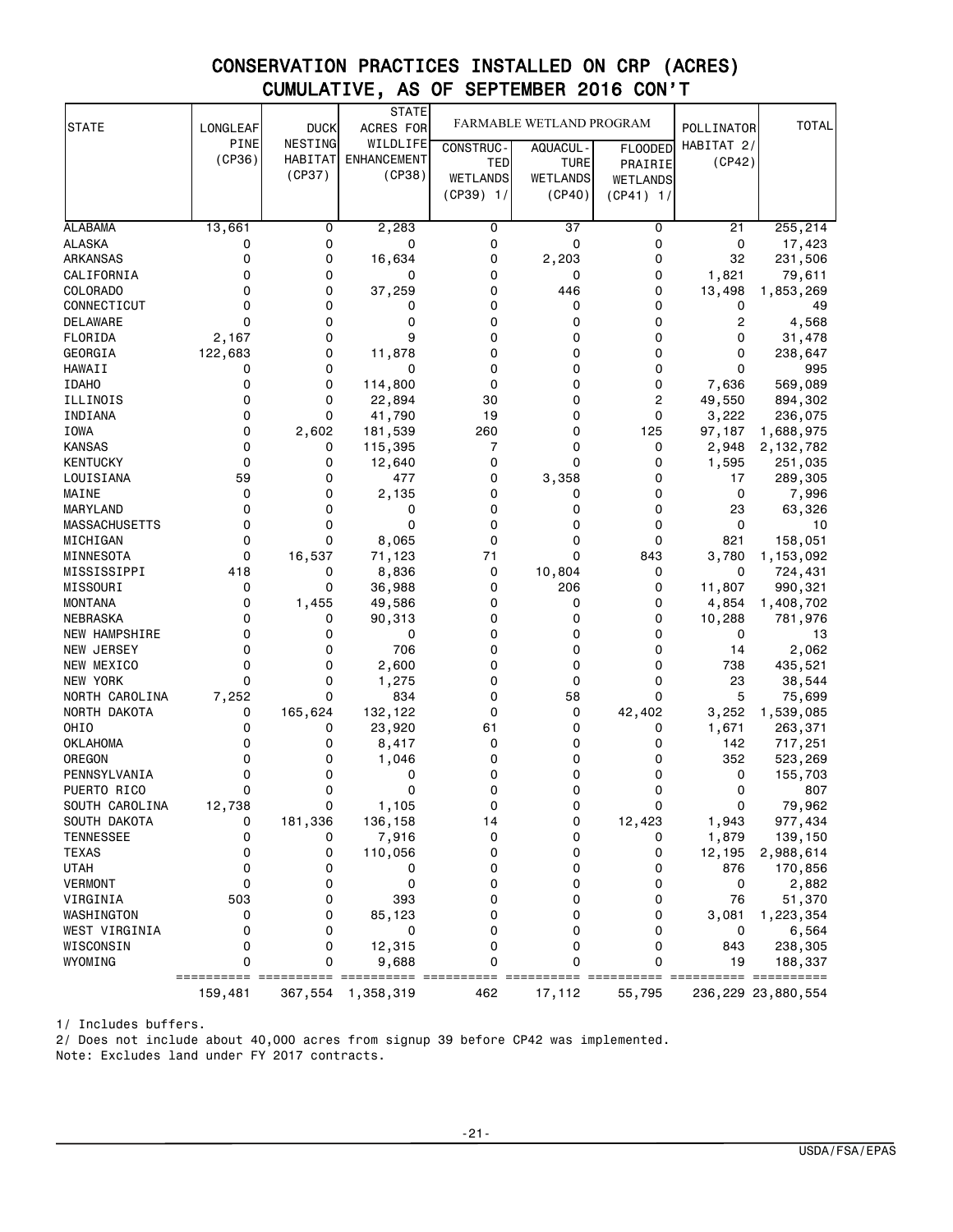# CONSERVATION PRACTICES INSTALLED ON CRP (ACRES)
## CUMULATIVE, AS OF SEPTEMBER 2016 CON'T

| STATE | LONGLEAF PINE (CP36) | DUCK NESTING HABITAT (CP37) | STATE ACRES FOR WILDLIFE ENHANCEMENT (CP38) | FARMABLE WETLAND PROGRAM | | | POLLINATOR HABITAT 2/ (CP42) | TOTAL |
|---|---|---|---|---|---|---|---|---|
| | | | | CONSTRUCTED WETLANDS (CP39) 1/ | AQUACULTURE WETLANDS (CP40) | FLOODED PRAIRIE WETLANDS (CP41) 1/ | | |
| ALABAMA | 13,661 | 0 | 2,283 | 0 | 37 | 0 | 21 | 255,214 |
| ALASKA | 0 | 0 | 0 | 0 | 0 | 0 | 0 | 17,423 |
| ARKANSAS | 0 | 0 | 16,634 | 0 | 2,203 | 0 | 32 | 231,506 |
| CALIFORNIA | 0 | 0 | 0 | 0 | 0 | 0 | 1,821 | 79,611 |
| COLORADO | 0 | 0 | 37,259 | 0 | 446 | 0 | 13,498 | 1,853,269 |
| CONNECTICUT | 0 | 0 | 0 | 0 | 0 | 0 | 0 | 49 |
| DELAWARE | 0 | 0 | 0 | 0 | 0 | 0 | 2 | 4,568 |
| FLORIDA | 2,167 | 0 | 9 | 0 | 0 | 0 | 0 | 31,478 |
| GEORGIA | 122,683 | 0 | 11,878 | 0 | 0 | 0 | 0 | 238,647 |
| HAWAII | 0 | 0 | 0 | 0 | 0 | 0 | 0 | 995 |
| IDAHO | 0 | 0 | 114,800 | 0 | 0 | 0 | 7,636 | 569,089 |
| ILLINOIS | 0 | 0 | 22,894 | 30 | 0 | 2 | 49,550 | 894,302 |
| INDIANA | 0 | 0 | 41,790 | 19 | 0 | 0 | 3,222 | 236,075 |
| IOWA | 0 | 2,602 | 181,539 | 260 | 0 | 125 | 97,187 | 1,688,975 |
| KANSAS | 0 | 0 | 115,395 | 7 | 0 | 0 | 2,948 | 2,132,782 |
| KENTUCKY | 0 | 0 | 12,640 | 0 | 0 | 0 | 1,595 | 251,035 |
| LOUISIANA | 59 | 0 | 477 | 0 | 3,358 | 0 | 17 | 289,305 |
| MAINE | 0 | 0 | 2,135 | 0 | 0 | 0 | 0 | 7,996 |
| MARYLAND | 0 | 0 | 0 | 0 | 0 | 0 | 23 | 63,326 |
| MASSACHUSETTS | 0 | 0 | 0 | 0 | 0 | 0 | 0 | 10 |
| MICHIGAN | 0 | 0 | 8,065 | 0 | 0 | 0 | 821 | 158,051 |
| MINNESOTA | 0 | 16,537 | 71,123 | 71 | 0 | 843 | 3,780 | 1,153,092 |
| MISSISSIPPI | 418 | 0 | 8,836 | 0 | 10,804 | 0 | 0 | 724,431 |
| MISSOURI | 0 | 0 | 36,988 | 0 | 206 | 0 | 11,807 | 990,321 |
| MONTANA | 0 | 1,455 | 49,586 | 0 | 0 | 0 | 4,854 | 1,408,702 |
| NEBRASKA | 0 | 0 | 90,313 | 0 | 0 | 0 | 10,288 | 781,976 |
| NEW HAMPSHIRE | 0 | 0 | 0 | 0 | 0 | 0 | 0 | 13 |
| NEW JERSEY | 0 | 0 | 706 | 0 | 0 | 0 | 14 | 2,062 |
| NEW MEXICO | 0 | 0 | 2,600 | 0 | 0 | 0 | 738 | 435,521 |
| NEW YORK | 0 | 0 | 1,275 | 0 | 0 | 0 | 23 | 38,544 |
| NORTH CAROLINA | 7,252 | 0 | 834 | 0 | 58 | 0 | 5 | 75,699 |
| NORTH DAKOTA | 0 | 165,624 | 132,122 | 0 | 0 | 42,402 | 3,252 | 1,539,085 |
| OHIO | 0 | 0 | 23,920 | 61 | 0 | 0 | 1,671 | 263,371 |
| OKLAHOMA | 0 | 0 | 8,417 | 0 | 0 | 0 | 142 | 717,251 |
| OREGON | 0 | 0 | 1,046 | 0 | 0 | 0 | 352 | 523,269 |
| PENNSYLVANIA | 0 | 0 | 0 | 0 | 0 | 0 | 0 | 155,703 |
| PUERTO RICO | 0 | 0 | 0 | 0 | 0 | 0 | 0 | 807 |
| SOUTH CAROLINA | 12,738 | 0 | 1,105 | 0 | 0 | 0 | 0 | 79,962 |
| SOUTH DAKOTA | 0 | 181,336 | 136,158 | 14 | 0 | 12,423 | 1,943 | 977,434 |
| TENNESSEE | 0 | 0 | 7,916 | 0 | 0 | 0 | 1,879 | 139,150 |
| TEXAS | 0 | 0 | 110,056 | 0 | 0 | 0 | 12,195 | 2,988,614 |
| UTAH | 0 | 0 | 0 | 0 | 0 | 0 | 876 | 170,856 |
| VERMONT | 0 | 0 | 0 | 0 | 0 | 0 | 0 | 2,882 |
| VIRGINIA | 503 | 0 | 393 | 0 | 0 | 0 | 76 | 51,370 |
| WASHINGTON | 0 | 0 | 85,123 | 0 | 0 | 0 | 3,081 | 1,223,354 |
| WEST VIRGINIA | 0 | 0 | 0 | 0 | 0 | 0 | 0 | 6,564 |
| WISCONSIN | 0 | 0 | 12,315 | 0 | 0 | 0 | 843 | 238,305 |
| WYOMING | 0 | 0 | 9,688 | 0 | 0 | 0 | 19 | 188,337 |
| | 159,481 | 367,554 | 1,358,319 | 462 | 17,112 | 55,795 | 236,229 | 23,880,554 |

1/ Includes buffers.
2/ Does not include about 40,000 acres from signup 39 before CP42 was implemented.
Note: Excludes land under FY 2017 contracts.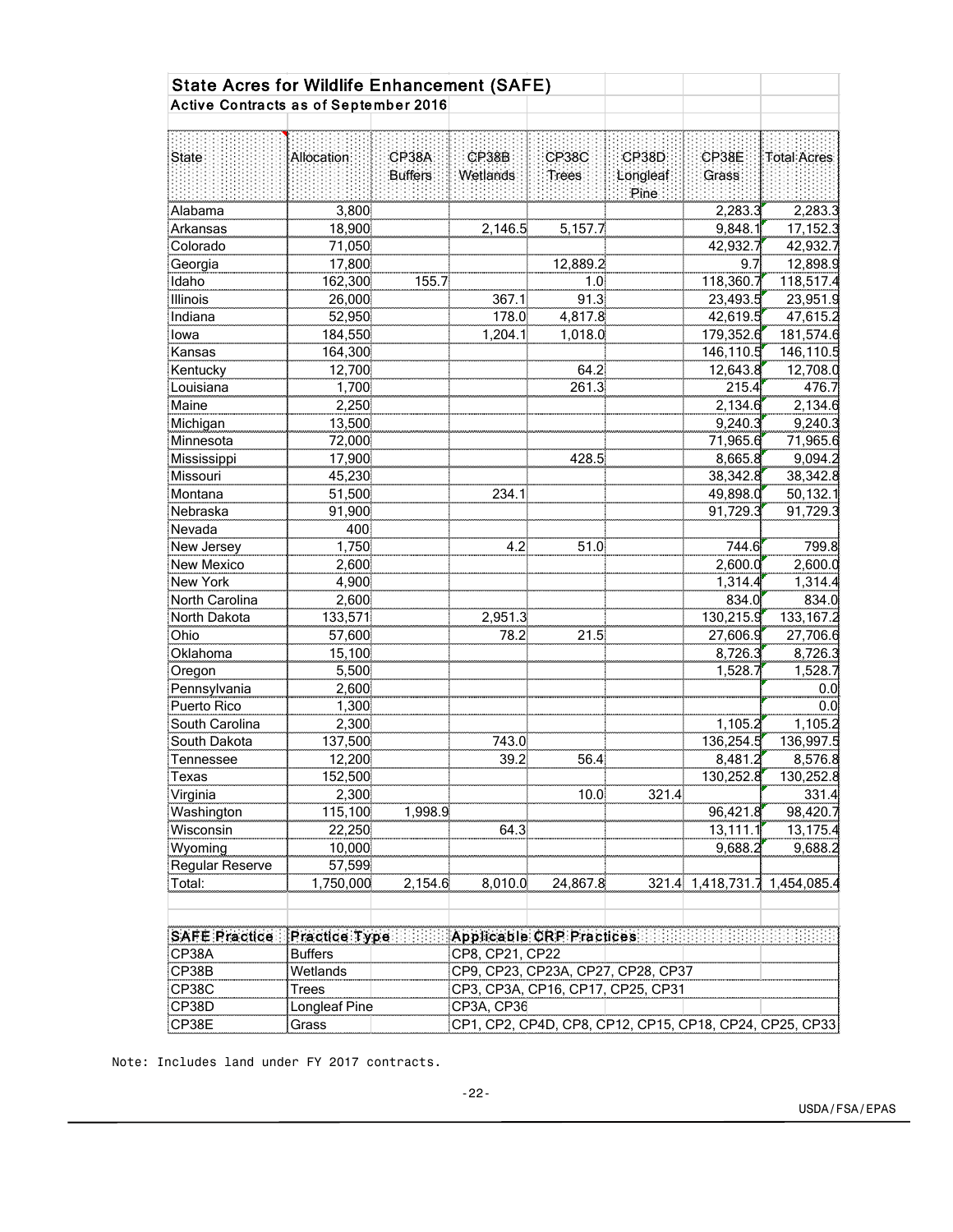## State Acres for Wildlife Enhancement (SAFE)

### Active Contracts as of September 2016

| State | Allocation | CP38A Buffers | CP38B Wetlands | CP38C Trees | CP38D Longleaf Pine | CP38E Grass | Total Acres |
|---|---|---|---|---|---|---|---|
| Alabama | 3,800 | | | | | 2,283.3 | 2,283.3 |
| Arkansas | 18,900 | | 2,146.5 | 5,157.7 | | 9,848.1 | 17,152.3 |
| Colorado | 71,050 | | | | | 42,932.7 | 42,932.7 |
| Georgia | 17,800 | | | 12,889.2 | | 9.7 | 12,898.9 |
| Idaho | 162,300 | 155.7 | | 1.0 | | 118,360.7 | 118,517.4 |
| Illinois | 26,000 | | 367.1 | 91.3 | | 23,493.5 | 23,951.9 |
| Indiana | 52,950 | | 178.0 | 4,817.8 | | 42,619.5 | 47,615.2 |
| Iowa | 184,550 | | 1,204.1 | 1,018.0 | | 179,352.6 | 181,574.6 |
| Kansas | 164,300 | | | | | 146,110.5 | 146,110.5 |
| Kentucky | 12,700 | | | 64.2 | | 12,643.8 | 12,708.0 |
| Louisiana | 1,700 | | | 261.3 | | 215.4 | 476.7 |
| Maine | 2,250 | | | | | 2,134.6 | 2,134.6 |
| Michigan | 13,500 | | | | | 9,240.3 | 9,240.3 |
| Minnesota | 72,000 | | | | | 71,965.6 | 71,965.6 |
| Mississippi | 17,900 | | | 428.5 | | 8,665.8 | 9,094.2 |
| Missouri | 45,230 | | | | | 38,342.8 | 38,342.8 |
| Montana | 51,500 | | 234.1 | | | 49,898.0 | 50,132.1 |
| Nebraska | 91,900 | | | | | 91,729.3 | 91,729.3 |
| Nevada | 400 | | | | | | |
| New Jersey | 1,750 | | 4.2 | 51.0 | | 744.6 | 799.8 |
| New Mexico | 2,600 | | | | | 2,600.0 | 2,600.0 |
| New York | 4,900 | | | | | 1,314.4 | 1,314.4 |
| North Carolina | 2,600 | | | | | 834.0 | 834.0 |
| North Dakota | 133,571 | | 2,951.3 | | | 130,215.9 | 133,167.2 |
| Ohio | 57,600 | | 78.2 | 21.5 | | 27,606.9 | 27,706.6 |
| Oklahoma | 15,100 | | | | | 8,726.3 | 8,726.3 |
| Oregon | 5,500 | | | | | 1,528.7 | 1,528.7 |
| Pennsylvania | 2,600 | | | | | | 0.0 |
| Puerto Rico | 1,300 | | | | | | 0.0 |
| South Carolina | 2,300 | | | | | 1,105.2 | 1,105.2 |
| South Dakota | 137,500 | | 743.0 | | | 136,254.5 | 136,997.5 |
| Tennessee | 12,200 | | 39.2 | 56.4 | | 8,481.2 | 8,576.8 |
| Texas | 152,500 | | | | | 130,252.8 | 130,252.8 |
| Virginia | 2,300 | | | 10.0 | 321.4 | | 331.4 |
| Washington | 115,100 | 1,998.9 | | | | 96,421.8 | 98,420.7 |
| Wisconsin | 22,250 | | 64.3 | | | 13,111.1 | 13,175.4 |
| Wyoming | 10,000 | | | | | 9,688.2 | 9,688.2 |
| Regular Reserve | 57,599 | | | | | | |
| Total: | 1,750,000 | 2,154.6 | 8,010.0 | 24,867.8 | 321.4 | 1,418,731.7 | 1,454,085.4 |

| SAFE Practice | Practice Type | Applicable CRP Practices |
|---|---|---|
| CP38A | Buffers | CP8, CP21, CP22 |
| CP38B | Wetlands | CP9, CP23, CP23A, CP27, CP28, CP37 |
| CP38C | Trees | CP3, CP3A, CP16, CP17, CP25, CP31 |
| CP38D | Longleaf Pine | CP3A, CP36 |
| CP38E | Grass | CP1, CP2, CP4D, CP8, CP12, CP15, CP18, CP24, CP25, CP33 |

Note: Includes land under FY 2017 contracts.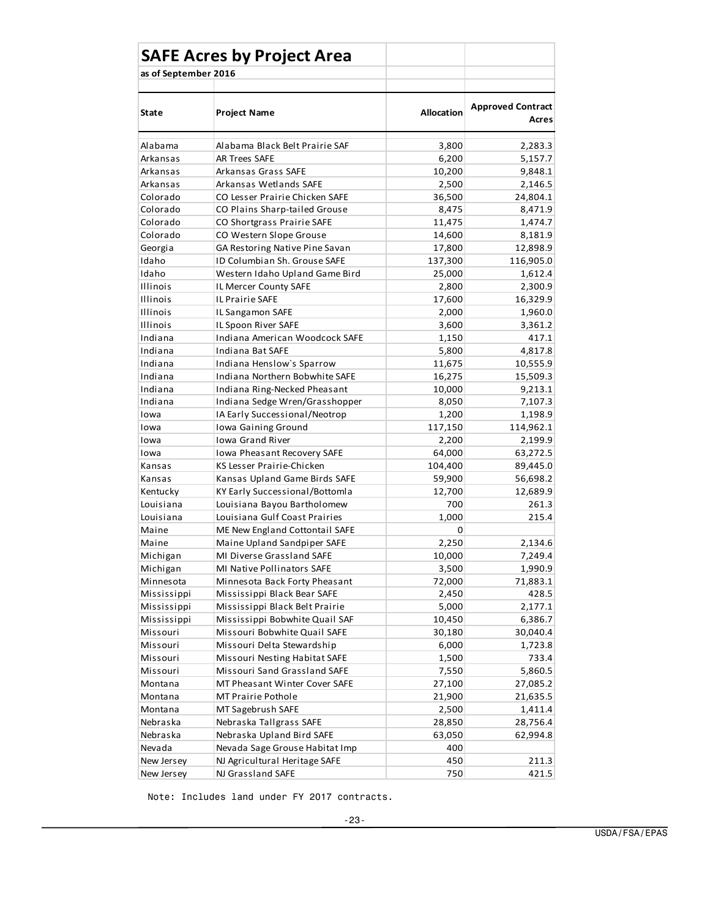## SAFE Acres by Project Area

**as of September 2016**

| State | Project Name | Allocation | Approved Contract Acres |
|---|---|---|---|
| Alabama | Alabama Black Belt Prairie SAF | 3,800 | 2,283.3 |
| Arkansas | AR Trees SAFE | 6,200 | 5,157.7 |
| Arkansas | Arkansas Grass SAFE | 10,200 | 9,848.1 |
| Arkansas | Arkansas Wetlands SAFE | 2,500 | 2,146.5 |
| Colorado | CO Lesser Prairie Chicken SAFE | 36,500 | 24,804.1 |
| Colorado | CO Plains Sharp-tailed Grouse | 8,475 | 8,471.9 |
| Colorado | CO Shortgrass Prairie SAFE | 11,475 | 1,474.7 |
| Colorado | CO Western Slope Grouse | 14,600 | 8,181.9 |
| Georgia | GA Restoring Native Pine Savan | 17,800 | 12,898.9 |
| Idaho | ID Columbian Sh. Grouse SAFE | 137,300 | 116,905.0 |
| Idaho | Western Idaho Upland Game Bird | 25,000 | 1,612.4 |
| Illinois | IL Mercer County SAFE | 2,800 | 2,300.9 |
| Illinois | IL Prairie SAFE | 17,600 | 16,329.9 |
| Illinois | IL Sangamon SAFE | 2,000 | 1,960.0 |
| Illinois | IL Spoon River SAFE | 3,600 | 3,361.2 |
| Indiana | Indiana American Woodcock SAFE | 1,150 | 417.1 |
| Indiana | Indiana Bat SAFE | 5,800 | 4,817.8 |
| Indiana | Indiana Henslow`s Sparrow | 11,675 | 10,555.9 |
| Indiana | Indiana Northern Bobwhite SAFE | 16,275 | 15,509.3 |
| Indiana | Indiana Ring-Necked Pheasant | 10,000 | 9,213.1 |
| Indiana | Indiana Sedge Wren/Grasshopper | 8,050 | 7,107.3 |
| Iowa | IA Early Successional/Neotrop | 1,200 | 1,198.9 |
| Iowa | Iowa Gaining Ground | 117,150 | 114,962.1 |
| Iowa | Iowa Grand River | 2,200 | 2,199.9 |
| Iowa | Iowa Pheasant Recovery SAFE | 64,000 | 63,272.5 |
| Kansas | KS Lesser Prairie-Chicken | 104,400 | 89,445.0 |
| Kansas | Kansas Upland Game Birds SAFE | 59,900 | 56,698.2 |
| Kentucky | KY Early Successional/Bottomla | 12,700 | 12,689.9 |
| Louisiana | Louisiana Bayou Bartholomew | 700 | 261.3 |
| Louisiana | Louisiana Gulf Coast Prairies | 1,000 | 215.4 |
| Maine | ME New England Cottontail SAFE | 0 | |
| Maine | Maine Upland Sandpiper SAFE | 2,250 | 2,134.6 |
| Michigan | MI Diverse Grassland SAFE | 10,000 | 7,249.4 |
| Michigan | MI Native Pollinators SAFE | 3,500 | 1,990.9 |
| Minnesota | Minnesota Back Forty Pheasant | 72,000 | 71,883.1 |
| Mississippi | Mississippi Black Bear SAFE | 2,450 | 428.5 |
| Mississippi | Mississippi Black Belt Prairie | 5,000 | 2,177.1 |
| Mississippi | Mississippi Bobwhite Quail SAF | 10,450 | 6,386.7 |
| Missouri | Missouri Bobwhite Quail SAFE | 30,180 | 30,040.4 |
| Missouri | Missouri Delta Stewardship | 6,000 | 1,723.8 |
| Missouri | Missouri Nesting Habitat SAFE | 1,500 | 733.4 |
| Missouri | Missouri Sand Grassland SAFE | 7,550 | 5,860.5 |
| Montana | MT Pheasant Winter Cover SAFE | 27,100 | 27,085.2 |
| Montana | MT Prairie Pothole | 21,900 | 21,635.5 |
| Montana | MT Sagebrush SAFE | 2,500 | 1,411.4 |
| Nebraska | Nebraska Tallgrass SAFE | 28,850 | 28,756.4 |
| Nebraska | Nebraska Upland Bird SAFE | 63,050 | 62,994.8 |
| Nevada | Nevada Sage Grouse Habitat Imp | 400 | |
| New Jersey | NJ Agricultural Heritage SAFE | 450 | 211.3 |
| New Jersey | NJ Grassland SAFE | 750 | 421.5 |

Note: Includes land under FY 2017 contracts.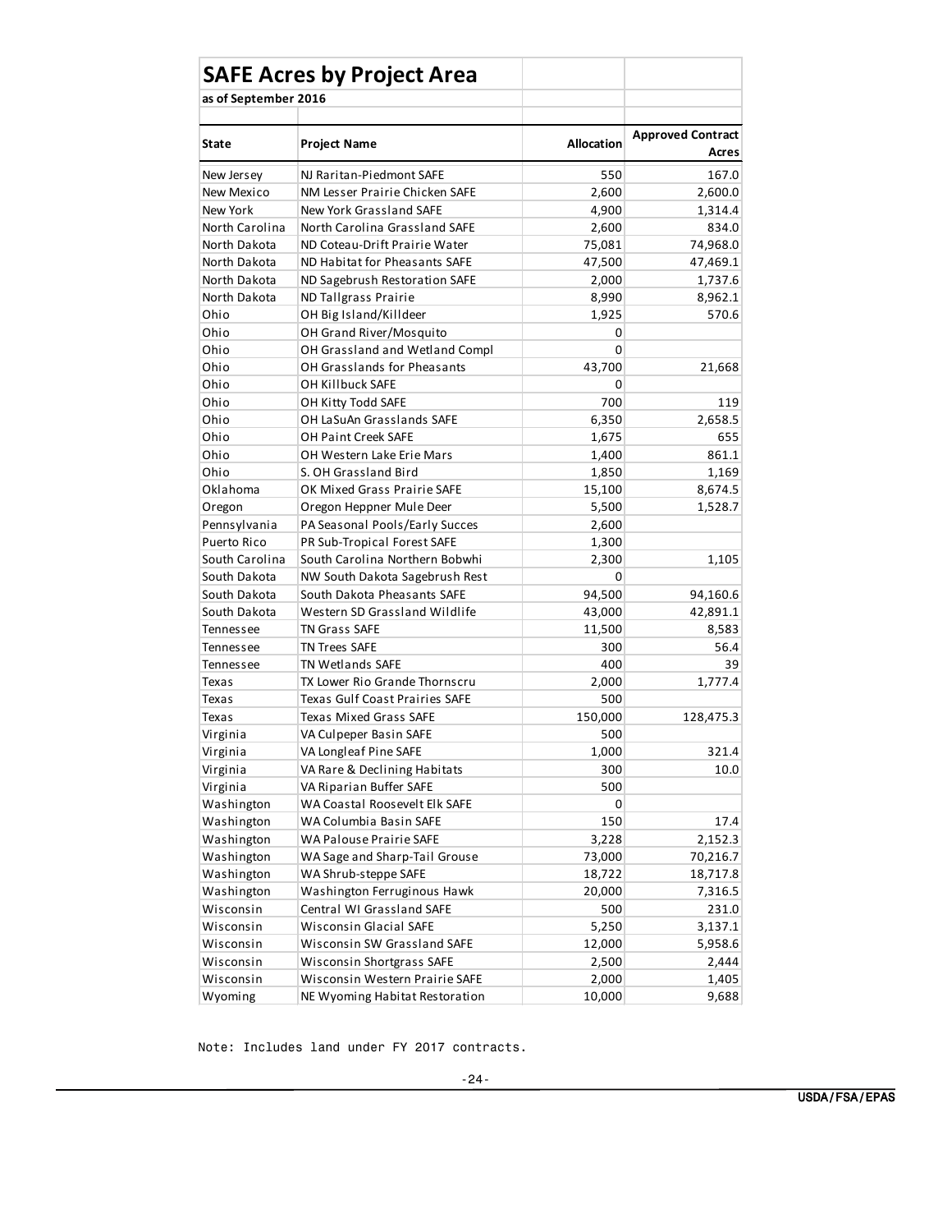## SAFE Acres by Project Area

**as of September 2016**

| State | Project Name | Allocation | Approved Contract Acres |
|---|---|---|---|
| New Jersey | NJ Raritan-Piedmont SAFE | 550 | 167.0 |
| New Mexico | NM Lesser Prairie Chicken SAFE | 2,600 | 2,600.0 |
| New York | New York Grassland SAFE | 4,900 | 1,314.4 |
| North Carolina | North Carolina Grassland SAFE | 2,600 | 834.0 |
| North Dakota | ND Coteau-Drift Prairie Water | 75,081 | 74,968.0 |
| North Dakota | ND Habitat for Pheasants SAFE | 47,500 | 47,469.1 |
| North Dakota | ND Sagebrush Restoration SAFE | 2,000 | 1,737.6 |
| North Dakota | ND Tallgrass Prairie | 8,990 | 8,962.1 |
| Ohio | OH Big Island/Killdeer | 1,925 | 570.6 |
| Ohio | OH Grand River/Mosquito | 0 | |
| Ohio | OH Grassland and Wetland Compl | 0 | |
| Ohio | OH Grasslands for Pheasants | 43,700 | 21,668 |
| Ohio | OH Killbuck SAFE | 0 | |
| Ohio | OH Kitty Todd SAFE | 700 | 119 |
| Ohio | OH LaSuAn Grasslands SAFE | 6,350 | 2,658.5 |
| Ohio | OH Paint Creek SAFE | 1,675 | 655 |
| Ohio | OH Western Lake Erie Mars | 1,400 | 861.1 |
| Ohio | S. OH Grassland Bird | 1,850 | 1,169 |
| Oklahoma | OK Mixed Grass Prairie SAFE | 15,100 | 8,674.5 |
| Oregon | Oregon Heppner Mule Deer | 5,500 | 1,528.7 |
| Pennsylvania | PA Seasonal Pools/Early Succes | 2,600 | |
| Puerto Rico | PR Sub-Tropical Forest SAFE | 1,300 | |
| South Carolina | South Carolina Northern Bobwhi | 2,300 | 1,105 |
| South Dakota | NW South Dakota Sagebrush Rest | 0 | |
| South Dakota | South Dakota Pheasants SAFE | 94,500 | 94,160.6 |
| South Dakota | Western SD Grassland Wildlife | 43,000 | 42,891.1 |
| Tennessee | TN Grass SAFE | 11,500 | 8,583 |
| Tennessee | TN Trees SAFE | 300 | 56.4 |
| Tennessee | TN Wetlands SAFE | 400 | 39 |
| Texas | TX Lower Rio Grande Thornscru | 2,000 | 1,777.4 |
| Texas | Texas Gulf Coast Prairies SAFE | 500 | |
| Texas | Texas Mixed Grass SAFE | 150,000 | 128,475.3 |
| Virginia | VA Culpeper Basin SAFE | 500 | |
| Virginia | VA Longleaf Pine SAFE | 1,000 | 321.4 |
| Virginia | VA Rare & Declining Habitats | 300 | 10.0 |
| Virginia | VA Riparian Buffer SAFE | 500 | |
| Washington | WA Coastal Roosevelt Elk SAFE | 0 | |
| Washington | WA Columbia Basin SAFE | 150 | 17.4 |
| Washington | WA Palouse Prairie SAFE | 3,228 | 2,152.3 |
| Washington | WA Sage and Sharp-Tail Grouse | 73,000 | 70,216.7 |
| Washington | WA Shrub-steppe SAFE | 18,722 | 18,717.8 |
| Washington | Washington Ferruginous Hawk | 20,000 | 7,316.5 |
| Wisconsin | Central WI Grassland SAFE | 500 | 231.0 |
| Wisconsin | Wisconsin Glacial SAFE | 5,250 | 3,137.1 |
| Wisconsin | Wisconsin SW Grassland SAFE | 12,000 | 5,958.6 |
| Wisconsin | Wisconsin Shortgrass SAFE | 2,500 | 2,444 |
| Wisconsin | Wisconsin Western Prairie SAFE | 2,000 | 1,405 |
| Wyoming | NE Wyoming Habitat Restoration | 10,000 | 9,688 |

Note: Includes land under FY 2017 contracts.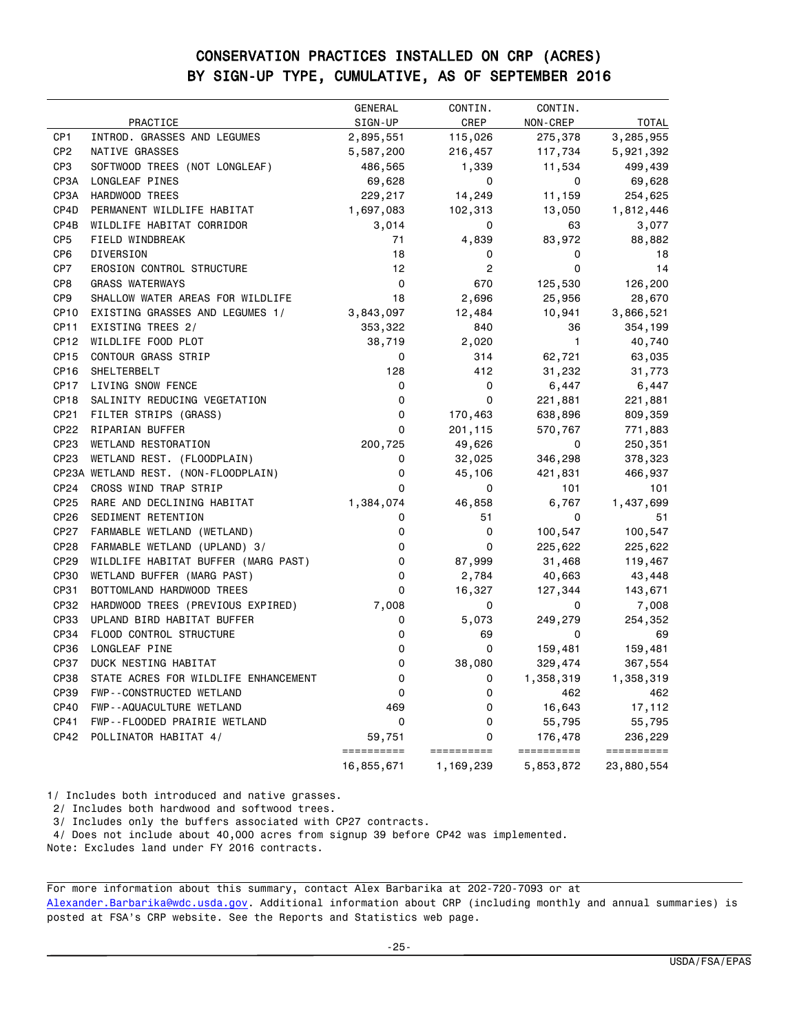# CONSERVATION PRACTICES INSTALLED ON CRP (ACRES) BY SIGN-UP TYPE, CUMULATIVE, AS OF SEPTEMBER 2016

| | PRACTICE | GENERAL SIGN-UP | CONTIN. CREP | CONTIN. NON-CREP | TOTAL |
|---|---|---|---|---|---|
| CP1 | INTROD. GRASSES AND LEGUMES | 2,895,551 | 115,026 | 275,378 | 3,285,955 |
| CP2 | NATIVE GRASSES | 5,587,200 | 216,457 | 117,734 | 5,921,392 |
| CP3 | SOFTWOOD TREES (NOT LONGLEAF) | 486,565 | 1,339 | 11,534 | 499,439 |
| CP3A | LONGLEAF PINES | 69,628 | 0 | 0 | 69,628 |
| CP3A | HARDWOOD TREES | 229,217 | 14,249 | 11,159 | 254,625 |
| CP4D | PERMANENT WILDLIFE HABITAT | 1,697,083 | 102,313 | 13,050 | 1,812,446 |
| CP4B | WILDLIFE HABITAT CORRIDOR | 3,014 | 0 | 63 | 3,077 |
| CP5 | FIELD WINDBREAK | 71 | 4,839 | 83,972 | 88,882 |
| CP6 | DIVERSION | 18 | 0 | 0 | 18 |
| CP7 | EROSION CONTROL STRUCTURE | 12 | 2 | 0 | 14 |
| CP8 | GRASS WATERWAYS | 0 | 670 | 125,530 | 126,200 |
| CP9 | SHALLOW WATER AREAS FOR WILDLIFE | 18 | 2,696 | 25,956 | 28,670 |
| CP10 | EXISTING GRASSES AND LEGUMES 1/ | 3,843,097 | 12,484 | 10,941 | 3,866,521 |
| CP11 | EXISTING TREES 2/ | 353,322 | 840 | 36 | 354,199 |
| CP12 | WILDLIFE FOOD PLOT | 38,719 | 2,020 | 1 | 40,740 |
| CP15 | CONTOUR GRASS STRIP | 0 | 314 | 62,721 | 63,035 |
| CP16 | SHELTERBELT | 128 | 412 | 31,232 | 31,773 |
| CP17 | LIVING SNOW FENCE | 0 | 0 | 6,447 | 6,447 |
| CP18 | SALINITY REDUCING VEGETATION | 0 | 0 | 221,881 | 221,881 |
| CP21 | FILTER STRIPS (GRASS) | 0 | 170,463 | 638,896 | 809,359 |
| CP22 | RIPARIAN BUFFER | 0 | 201,115 | 570,767 | 771,883 |
| CP23 | WETLAND RESTORATION | 200,725 | 49,626 | 0 | 250,351 |
| CP23 | WETLAND REST. (FLOODPLAIN) | 0 | 32,025 | 346,298 | 378,323 |
| CP23A | WETLAND REST. (NON-FLOODPLAIN) | 0 | 45,106 | 421,831 | 466,937 |
| CP24 | CROSS WIND TRAP STRIP | 0 | 0 | 101 | 101 |
| CP25 | RARE AND DECLINING HABITAT | 1,384,074 | 46,858 | 6,767 | 1,437,699 |
| CP26 | SEDIMENT RETENTION | 0 | 51 | 0 | 51 |
| CP27 | FARMABLE WETLAND (WETLAND) | 0 | 0 | 100,547 | 100,547 |
| CP28 | FARMABLE WETLAND (UPLAND) 3/ | 0 | 0 | 225,622 | 225,622 |
| CP29 | WILDLIFE HABITAT BUFFER (MARG PAST) | 0 | 87,999 | 31,468 | 119,467 |
| CP30 | WETLAND BUFFER (MARG PAST) | 0 | 2,784 | 40,663 | 43,448 |
| CP31 | BOTTOMLAND HARDWOOD TREES | 0 | 16,327 | 127,344 | 143,671 |
| CP32 | HARDWOOD TREES (PREVIOUS EXPIRED) | 7,008 | 0 | 0 | 7,008 |
| CP33 | UPLAND BIRD HABITAT BUFFER | 0 | 5,073 | 249,279 | 254,352 |
| CP34 | FLOOD CONTROL STRUCTURE | 0 | 69 | 0 | 69 |
| CP36 | LONGLEAF PINE | 0 | 0 | 159,481 | 159,481 |
| CP37 | DUCK NESTING HABITAT | 0 | 38,080 | 329,474 | 367,554 |
| CP38 | STATE ACRES FOR WILDLIFE ENHANCEMENT | 0 | 0 | 1,358,319 | 1,358,319 |
| CP39 | FWP--CONSTRUCTED WETLAND | 0 | 0 | 462 | 462 |
| CP40 | FWP--AQUACULTURE WETLAND | 469 | 0 | 16,643 | 17,112 |
| CP41 | FWP--FLOODED PRAIRIE WETLAND | 0 | 0 | 55,795 | 55,795 |
| CP42 | POLLINATOR HABITAT 4/ | 59,751 | 0 | 176,478 | 236,229 |
| | | 16,855,671 | 1,169,239 | 5,853,872 | 23,880,554 |

1/ Includes both introduced and native grasses.
2/ Includes both hardwood and softwood trees.
3/ Includes only the buffers associated with CP27 contracts.
4/ Does not include about 40,000 acres from signup 39 before CP42 was implemented.
Note: Excludes land under FY 2016 contracts.

For more information about this summary, contact Alex Barbarika at 202-720-7093 or at Alexander.Barbarika@wdc.usda.gov. Additional information about CRP (including monthly and annual summaries) is posted at FSA's CRP website. See the Reports and Statistics web page.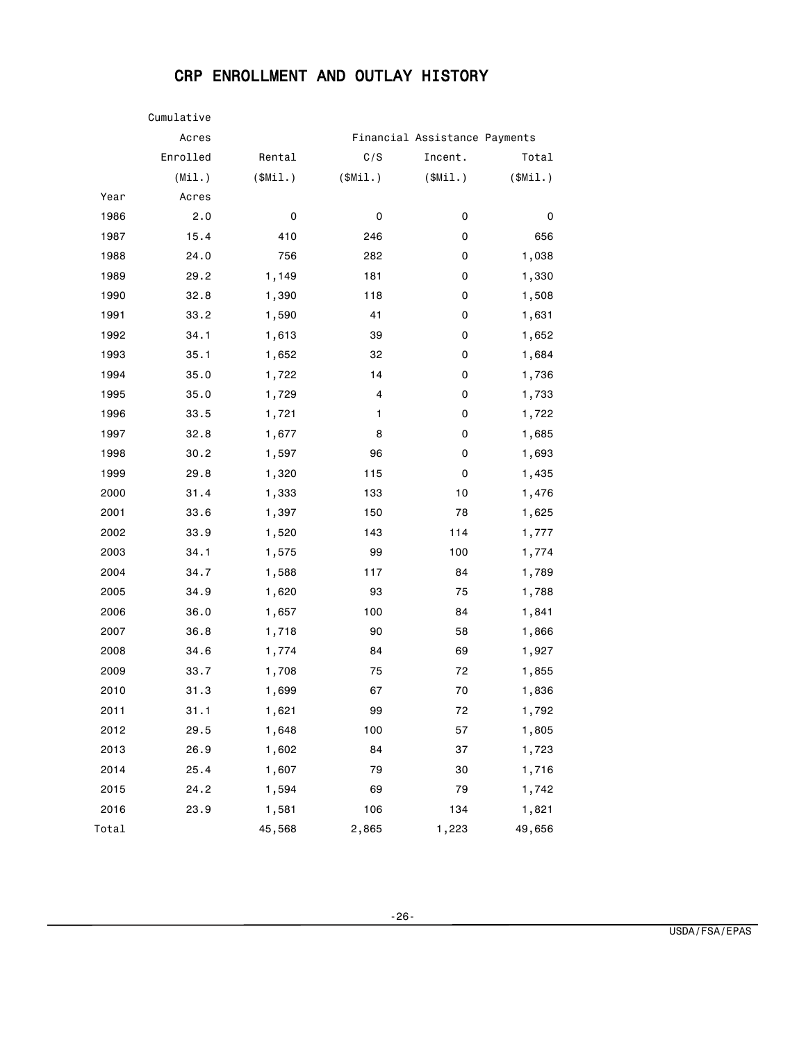# CRP ENROLLMENT AND OUTLAY HISTORY

| Year | Cumulative Acres Enrolled (Mil.) Acres | Rental ($Mil.) | Financial Assistance Payments C/S ($Mil.) | Incent. ($Mil.) | Total ($Mil.) |
|---|---|---|---|---|---|
| 1986 | 2.0 | 0 | 0 | 0 | 0 |
| 1987 | 15.4 | 410 | 246 | 0 | 656 |
| 1988 | 24.0 | 756 | 282 | 0 | 1,038 |
| 1989 | 29.2 | 1,149 | 181 | 0 | 1,330 |
| 1990 | 32.8 | 1,390 | 118 | 0 | 1,508 |
| 1991 | 33.2 | 1,590 | 41 | 0 | 1,631 |
| 1992 | 34.1 | 1,613 | 39 | 0 | 1,652 |
| 1993 | 35.1 | 1,652 | 32 | 0 | 1,684 |
| 1994 | 35.0 | 1,722 | 14 | 0 | 1,736 |
| 1995 | 35.0 | 1,729 | 4 | 0 | 1,733 |
| 1996 | 33.5 | 1,721 | 1 | 0 | 1,722 |
| 1997 | 32.8 | 1,677 | 8 | 0 | 1,685 |
| 1998 | 30.2 | 1,597 | 96 | 0 | 1,693 |
| 1999 | 29.8 | 1,320 | 115 | 0 | 1,435 |
| 2000 | 31.4 | 1,333 | 133 | 10 | 1,476 |
| 2001 | 33.6 | 1,397 | 150 | 78 | 1,625 |
| 2002 | 33.9 | 1,520 | 143 | 114 | 1,777 |
| 2003 | 34.1 | 1,575 | 99 | 100 | 1,774 |
| 2004 | 34.7 | 1,588 | 117 | 84 | 1,789 |
| 2005 | 34.9 | 1,620 | 93 | 75 | 1,788 |
| 2006 | 36.0 | 1,657 | 100 | 84 | 1,841 |
| 2007 | 36.8 | 1,718 | 90 | 58 | 1,866 |
| 2008 | 34.6 | 1,774 | 84 | 69 | 1,927 |
| 2009 | 33.7 | 1,708 | 75 | 72 | 1,855 |
| 2010 | 31.3 | 1,699 | 67 | 70 | 1,836 |
| 2011 | 31.1 | 1,621 | 99 | 72 | 1,792 |
| 2012 | 29.5 | 1,648 | 100 | 57 | 1,805 |
| 2013 | 26.9 | 1,602 | 84 | 37 | 1,723 |
| 2014 | 25.4 | 1,607 | 79 | 30 | 1,716 |
| 2015 | 24.2 | 1,594 | 69 | 79 | 1,742 |
| 2016 | 23.9 | 1,581 | 106 | 134 | 1,821 |
| Total | | 45,568 | 2,865 | 1,223 | 49,656 |

USDA/FSA/EPAS